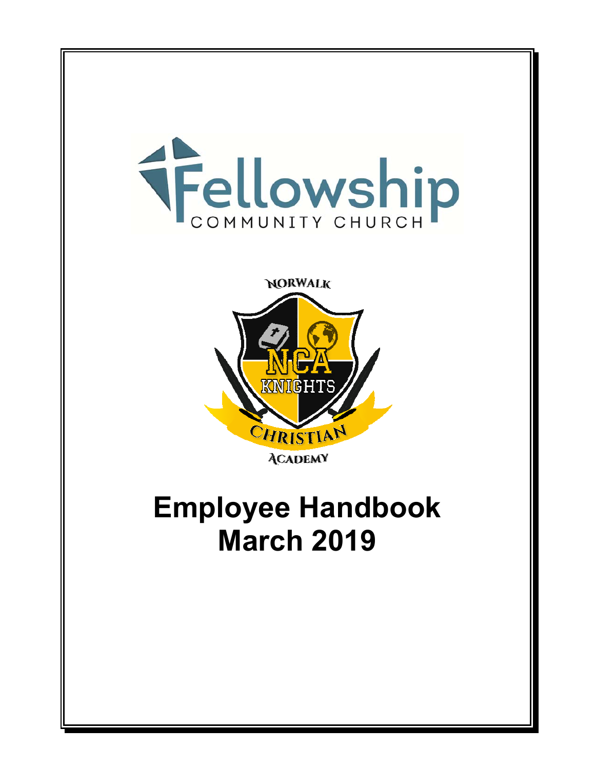Fellowship COMMUNITY CHURCH

NORWALK CHRISTIAN ACADEMY

# Employee Handbook
# March 2019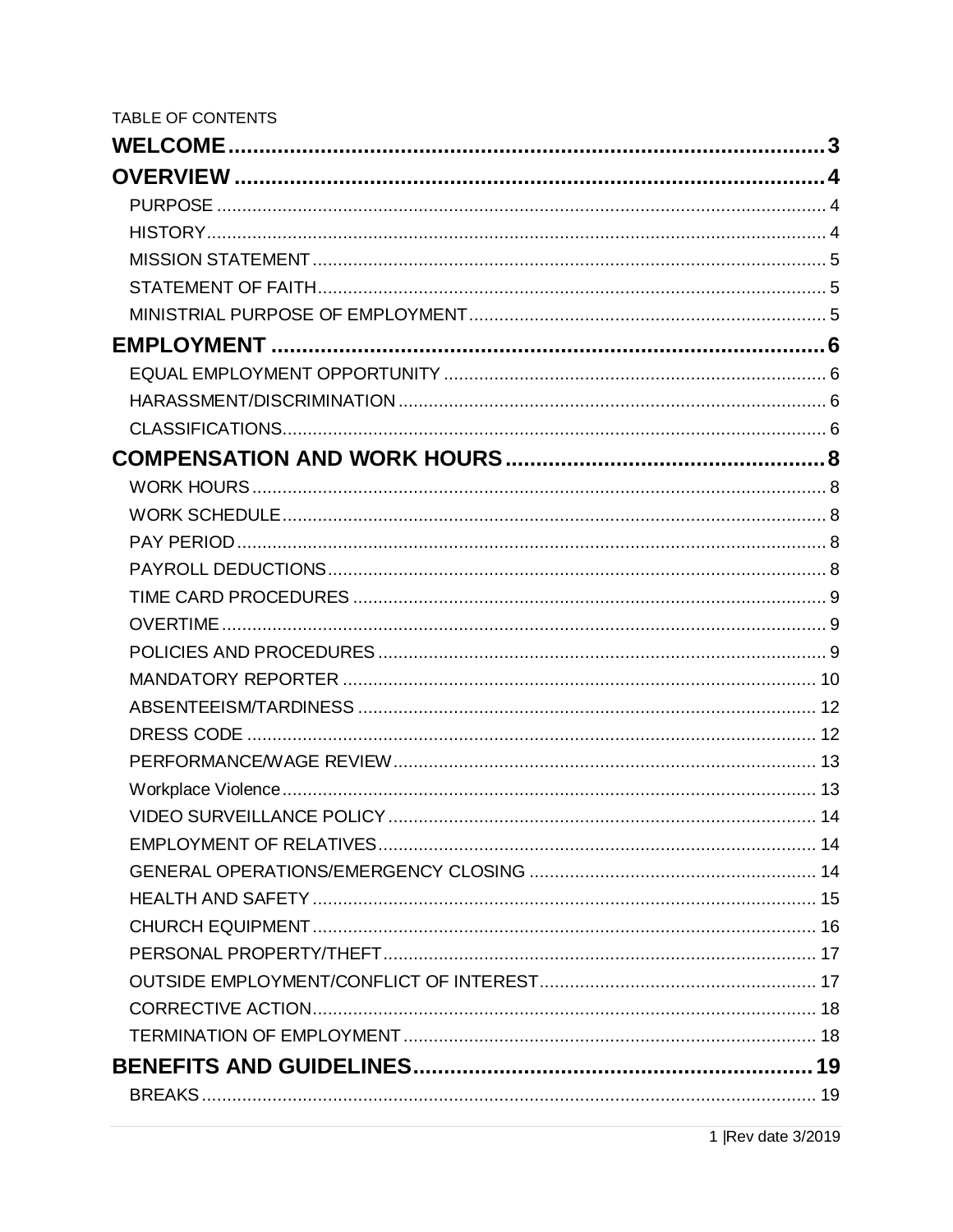TABLE OF CONTENTS

**WELCOME** ..... 3

**OVERVIEW** ..... 4

- PURPOSE ..... 4
- HISTORY ..... 4
- MISSION STATEMENT ..... 5
- STATEMENT OF FAITH ..... 5
- MINISTRIAL PURPOSE OF EMPLOYMENT ..... 5

**EMPLOYMENT** ..... 6

- EQUAL EMPLOYMENT OPPORTUNITY ..... 6
- HARASSMENT/DISCRIMINATION ..... 6
- CLASSIFICATIONS ..... 6

**COMPENSATION AND WORK HOURS** ..... 8

- WORK HOURS ..... 8
- WORK SCHEDULE ..... 8
- PAY PERIOD ..... 8
- PAYROLL DEDUCTIONS ..... 8
- TIME CARD PROCEDURES ..... 9
- OVERTIME ..... 9
- POLICIES AND PROCEDURES ..... 9
- MANDATORY REPORTER ..... 10
- ABSENTEEISM/TARDINESS ..... 12
- DRESS CODE ..... 12
- PERFORMANCE/WAGE REVIEW ..... 13
- Workplace Violence ..... 13
- VIDEO SURVEILLANCE POLICY ..... 14
- EMPLOYMENT OF RELATIVES ..... 14
- GENERAL OPERATIONS/EMERGENCY CLOSING ..... 14
- HEALTH AND SAFETY ..... 15
- CHURCH EQUIPMENT ..... 16
- PERSONAL PROPERTY/THEFT ..... 17
- OUTSIDE EMPLOYMENT/CONFLICT OF INTEREST ..... 17
- CORRECTIVE ACTION ..... 18
- TERMINATION OF EMPLOYMENT ..... 18

**BENEFITS AND GUIDELINES** ..... 19

- BREAKS ..... 19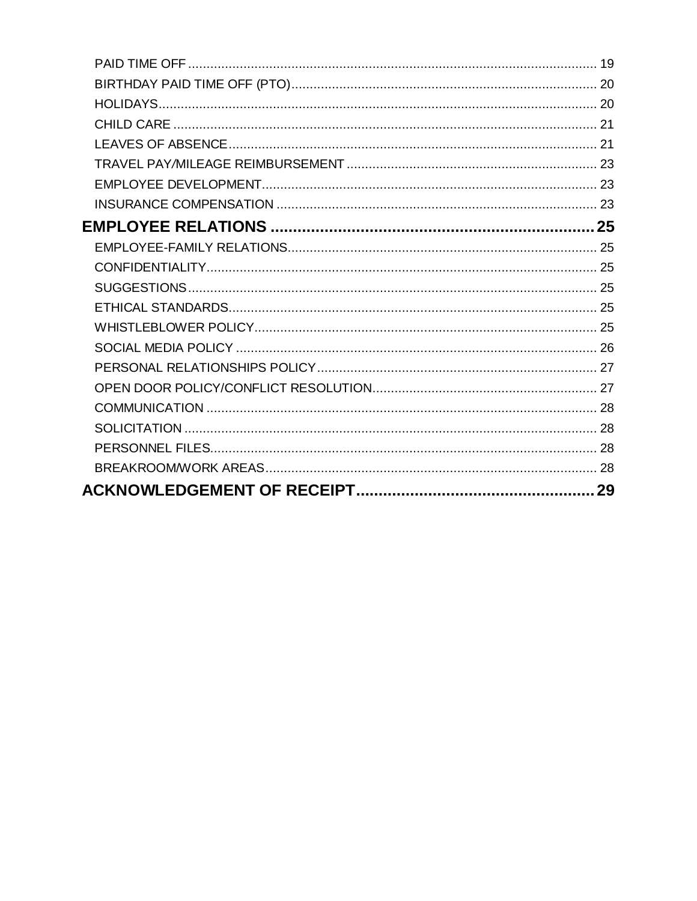PAID TIME OFF .......... 19
BIRTHDAY PAID TIME OFF (PTO) .......... 20
HOLIDAYS .......... 20
CHILD CARE .......... 21
LEAVES OF ABSENCE .......... 21
TRAVEL PAY/MILEAGE REIMBURSEMENT .......... 23
EMPLOYEE DEVELOPMENT .......... 23
INSURANCE COMPENSATION .......... 23

**EMPLOYEE RELATIONS .......... 25**

EMPLOYEE-FAMILY RELATIONS .......... 25
CONFIDENTIALITY .......... 25
SUGGESTIONS .......... 25
ETHICAL STANDARDS .......... 25
WHISTLEBLOWER POLICY .......... 25
SOCIAL MEDIA POLICY .......... 26
PERSONAL RELATIONSHIPS POLICY .......... 27
OPEN DOOR POLICY/CONFLICT RESOLUTION .......... 27
COMMUNICATION .......... 28
SOLICITATION .......... 28
PERSONNEL FILES .......... 28
BREAKROOM/WORK AREAS .......... 28

**ACKNOWLEDGEMENT OF RECEIPT .......... 29**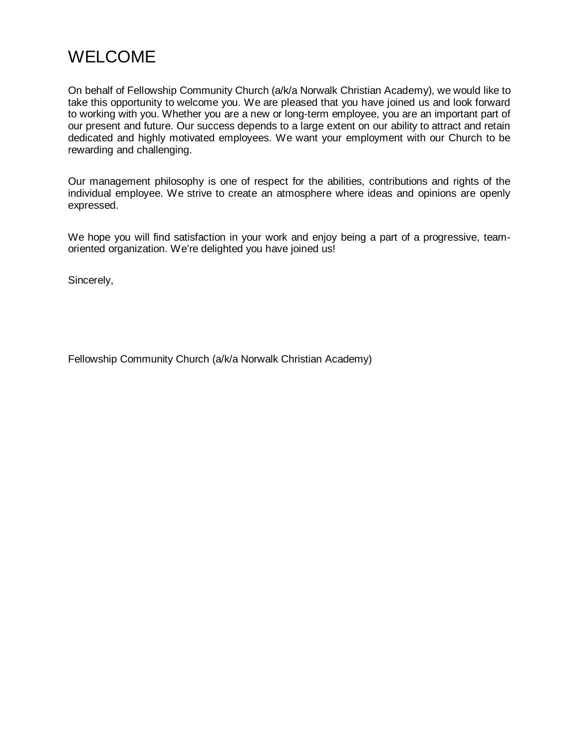# WELCOME

On behalf of Fellowship Community Church (a/k/a Norwalk Christian Academy), we would like to take this opportunity to welcome you. We are pleased that you have joined us and look forward to working with you. Whether you are a new or long-term employee, you are an important part of our present and future. Our success depends to a large extent on our ability to attract and retain dedicated and highly motivated employees. We want your employment with our Church to be rewarding and challenging.

Our management philosophy is one of respect for the abilities, contributions and rights of the individual employee. We strive to create an atmosphere where ideas and opinions are openly expressed.

We hope you will find satisfaction in your work and enjoy being a part of a progressive, team-oriented organization. We're delighted you have joined us!

Sincerely,

Fellowship Community Church (a/k/a Norwalk Christian Academy)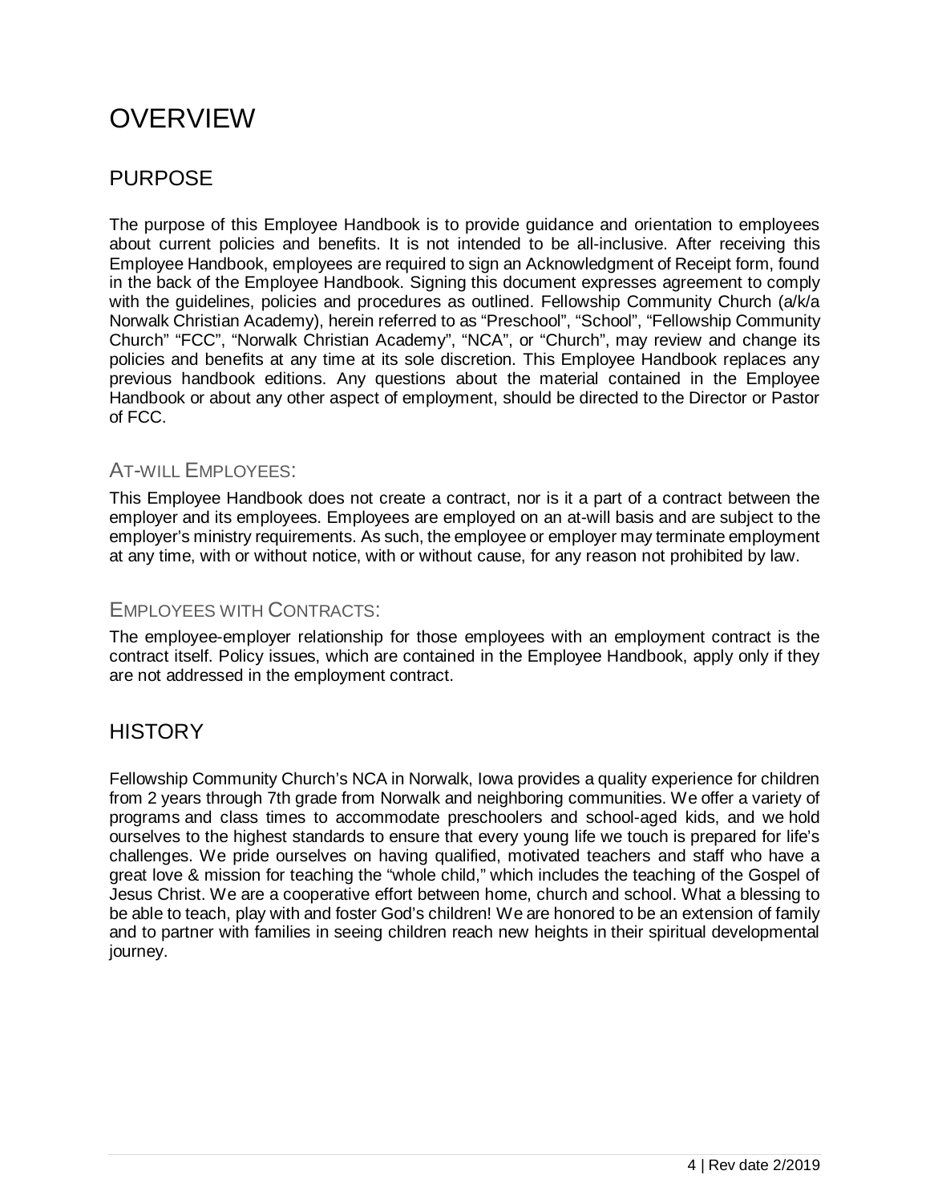# OVERVIEW

## PURPOSE

The purpose of this Employee Handbook is to provide guidance and orientation to employees about current policies and benefits. It is not intended to be all-inclusive. After receiving this Employee Handbook, employees are required to sign an Acknowledgment of Receipt form, found in the back of the Employee Handbook. Signing this document expresses agreement to comply with the guidelines, policies and procedures as outlined. Fellowship Community Church (a/k/a Norwalk Christian Academy), herein referred to as "Preschool", "School", "Fellowship Community Church" "FCC", "Norwalk Christian Academy", "NCA", or "Church", may review and change its policies and benefits at any time at its sole discretion. This Employee Handbook replaces any previous handbook editions. Any questions about the material contained in the Employee Handbook or about any other aspect of employment, should be directed to the Director or Pastor of FCC.

### AT-WILL EMPLOYEES:

This Employee Handbook does not create a contract, nor is it a part of a contract between the employer and its employees. Employees are employed on an at-will basis and are subject to the employer's ministry requirements. As such, the employee or employer may terminate employment at any time, with or without notice, with or without cause, for any reason not prohibited by law.

### EMPLOYEES WITH CONTRACTS:

The employee-employer relationship for those employees with an employment contract is the contract itself. Policy issues, which are contained in the Employee Handbook, apply only if they are not addressed in the employment contract.

## HISTORY

Fellowship Community Church's NCA in Norwalk, Iowa provides a quality experience for children from 2 years through 7th grade from Norwalk and neighboring communities. We offer a variety of programs and class times to accommodate preschoolers and school-aged kids, and we hold ourselves to the highest standards to ensure that every young life we touch is prepared for life's challenges. We pride ourselves on having qualified, motivated teachers and staff who have a great love & mission for teaching the "whole child," which includes the teaching of the Gospel of Jesus Christ. We are a cooperative effort between home, church and school. What a blessing to be able to teach, play with and foster God's children! We are honored to be an extension of family and to partner with families in seeing children reach new heights in their spiritual developmental journey.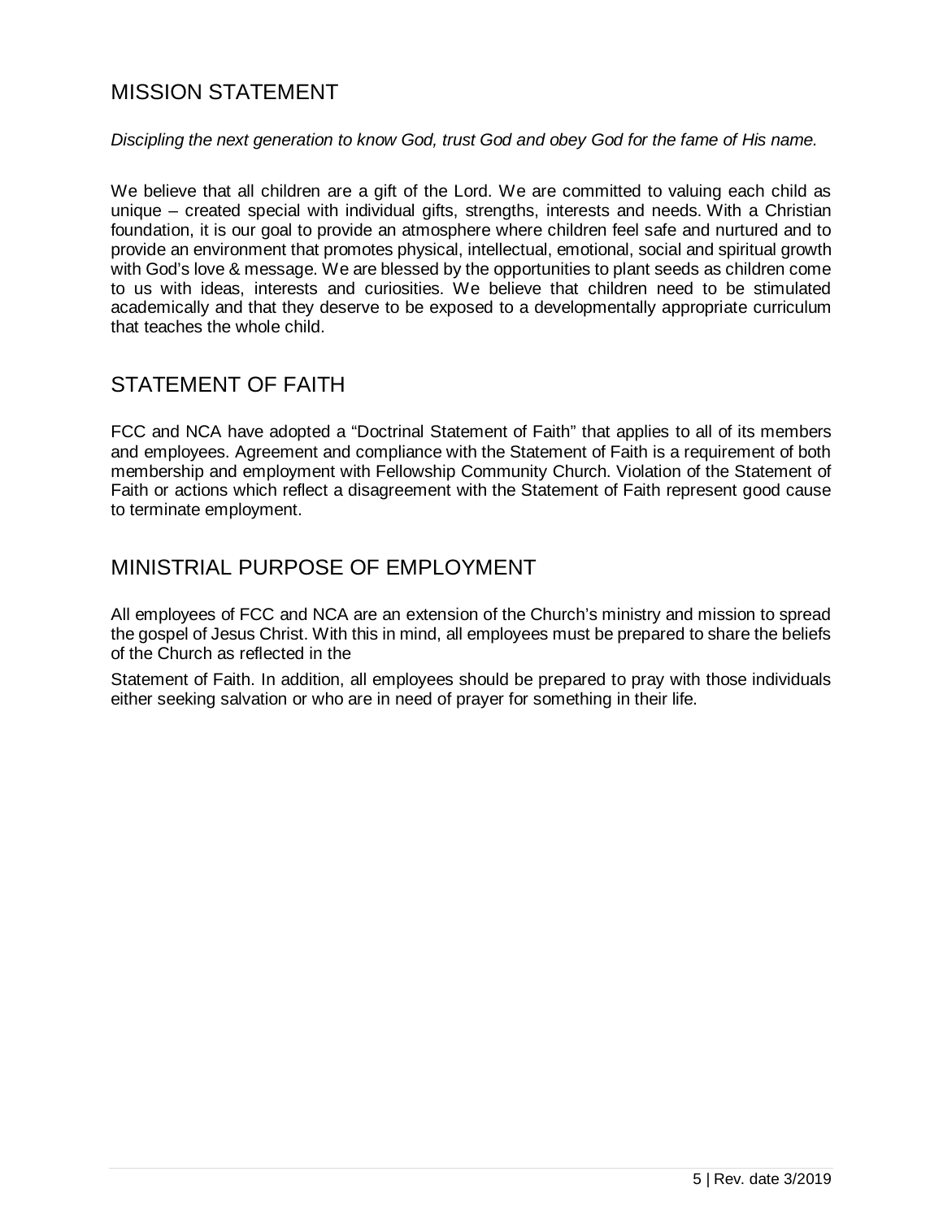## MISSION STATEMENT

*Discipling the next generation to know God, trust God and obey God for the fame of His name.*

We believe that all children are a gift of the Lord. We are committed to valuing each child as unique – created special with individual gifts, strengths, interests and needs. With a Christian foundation, it is our goal to provide an atmosphere where children feel safe and nurtured and to provide an environment that promotes physical, intellectual, emotional, social and spiritual growth with God's love & message. We are blessed by the opportunities to plant seeds as children come to us with ideas, interests and curiosities. We believe that children need to be stimulated academically and that they deserve to be exposed to a developmentally appropriate curriculum that teaches the whole child.

## STATEMENT OF FAITH

FCC and NCA have adopted a "Doctrinal Statement of Faith" that applies to all of its members and employees. Agreement and compliance with the Statement of Faith is a requirement of both membership and employment with Fellowship Community Church. Violation of the Statement of Faith or actions which reflect a disagreement with the Statement of Faith represent good cause to terminate employment.

## MINISTRIAL PURPOSE OF EMPLOYMENT

All employees of FCC and NCA are an extension of the Church's ministry and mission to spread the gospel of Jesus Christ. With this in mind, all employees must be prepared to share the beliefs of the Church as reflected in the

Statement of Faith. In addition, all employees should be prepared to pray with those individuals either seeking salvation or who are in need of prayer for something in their life.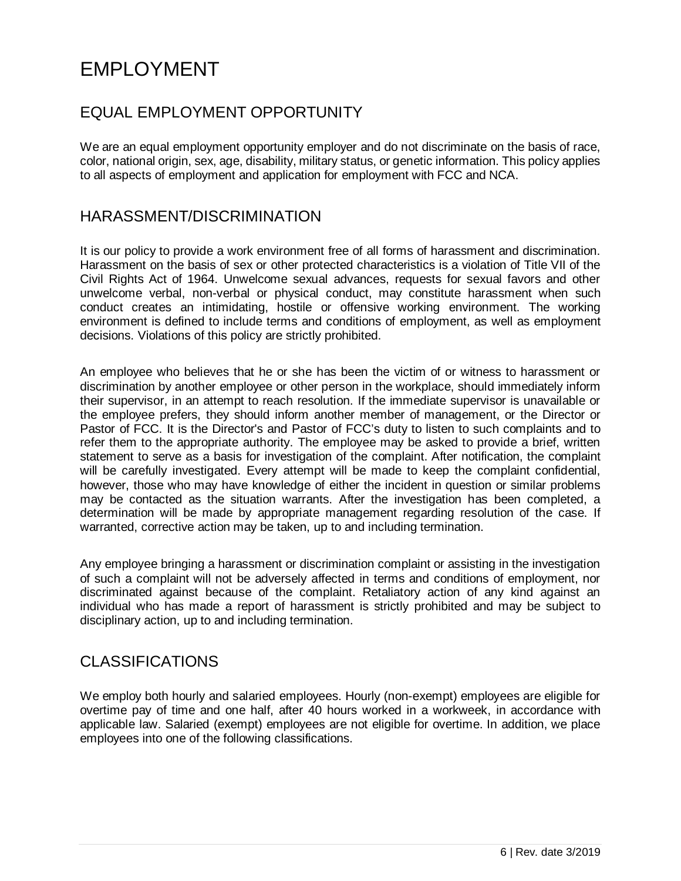# EMPLOYMENT

## EQUAL EMPLOYMENT OPPORTUNITY

We are an equal employment opportunity employer and do not discriminate on the basis of race, color, national origin, sex, age, disability, military status, or genetic information. This policy applies to all aspects of employment and application for employment with FCC and NCA.

## HARASSMENT/DISCRIMINATION

It is our policy to provide a work environment free of all forms of harassment and discrimination. Harassment on the basis of sex or other protected characteristics is a violation of Title VII of the Civil Rights Act of 1964. Unwelcome sexual advances, requests for sexual favors and other unwelcome verbal, non-verbal or physical conduct, may constitute harassment when such conduct creates an intimidating, hostile or offensive working environment. The working environment is defined to include terms and conditions of employment, as well as employment decisions. Violations of this policy are strictly prohibited.

An employee who believes that he or she has been the victim of or witness to harassment or discrimination by another employee or other person in the workplace, should immediately inform their supervisor, in an attempt to reach resolution. If the immediate supervisor is unavailable or the employee prefers, they should inform another member of management, or the Director or Pastor of FCC. It is the Director's and Pastor of FCC's duty to listen to such complaints and to refer them to the appropriate authority. The employee may be asked to provide a brief, written statement to serve as a basis for investigation of the complaint. After notification, the complaint will be carefully investigated. Every attempt will be made to keep the complaint confidential, however, those who may have knowledge of either the incident in question or similar problems may be contacted as the situation warrants. After the investigation has been completed, a determination will be made by appropriate management regarding resolution of the case. If warranted, corrective action may be taken, up to and including termination.

Any employee bringing a harassment or discrimination complaint or assisting in the investigation of such a complaint will not be adversely affected in terms and conditions of employment, nor discriminated against because of the complaint. Retaliatory action of any kind against an individual who has made a report of harassment is strictly prohibited and may be subject to disciplinary action, up to and including termination.

## CLASSIFICATIONS

We employ both hourly and salaried employees. Hourly (non-exempt) employees are eligible for overtime pay of time and one half, after 40 hours worked in a workweek, in accordance with applicable law. Salaried (exempt) employees are not eligible for overtime. In addition, we place employees into one of the following classifications.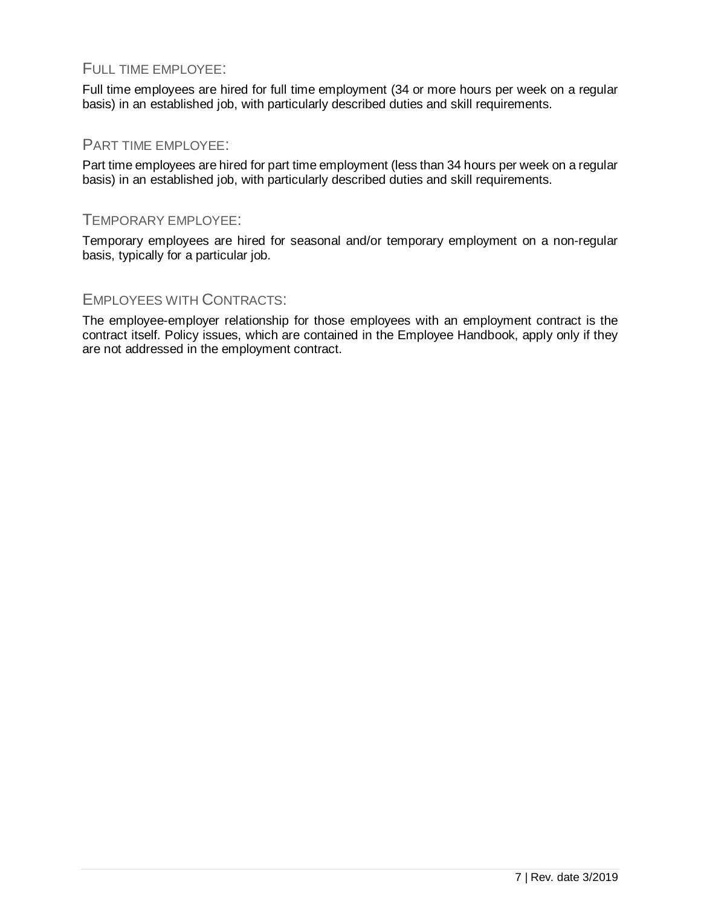### Full time employee:

Full time employees are hired for full time employment (34 or more hours per week on a regular basis) in an established job, with particularly described duties and skill requirements.

### Part time employee:

Part time employees are hired for part time employment (less than 34 hours per week on a regular basis) in an established job, with particularly described duties and skill requirements.

### Temporary employee:

Temporary employees are hired for seasonal and/or temporary employment on a non-regular basis, typically for a particular job.

### Employees with Contracts:

The employee-employer relationship for those employees with an employment contract is the contract itself. Policy issues, which are contained in the Employee Handbook, apply only if they are not addressed in the employment contract.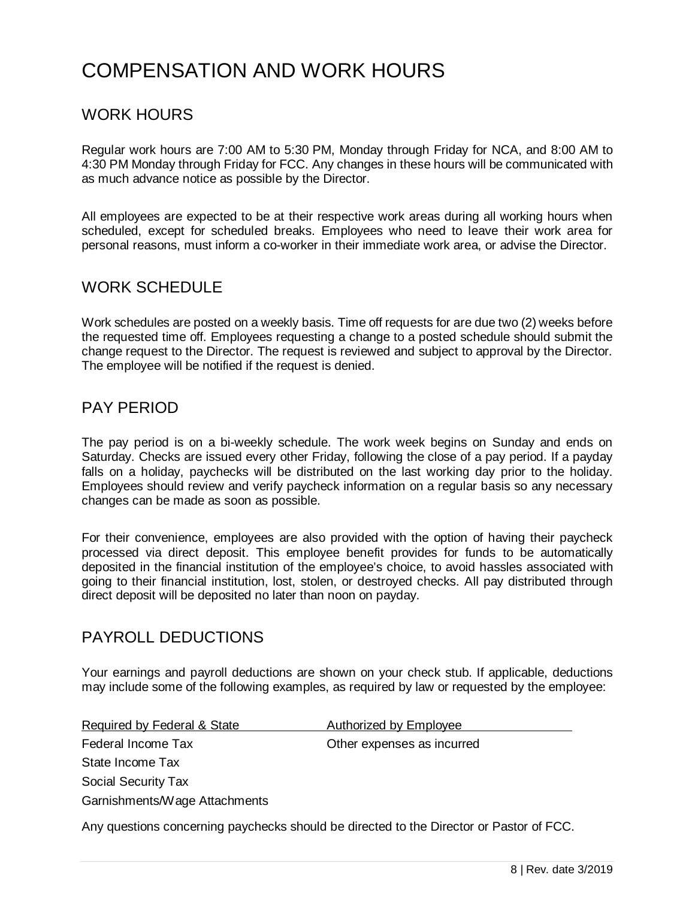# COMPENSATION AND WORK HOURS

## WORK HOURS

Regular work hours are 7:00 AM to 5:30 PM, Monday through Friday for NCA, and 8:00 AM to 4:30 PM Monday through Friday for FCC. Any changes in these hours will be communicated with as much advance notice as possible by the Director.

All employees are expected to be at their respective work areas during all working hours when scheduled, except for scheduled breaks. Employees who need to leave their work area for personal reasons, must inform a co-worker in their immediate work area, or advise the Director.

## WORK SCHEDULE

Work schedules are posted on a weekly basis. Time off requests for are due two (2) weeks before the requested time off. Employees requesting a change to a posted schedule should submit the change request to the Director. The request is reviewed and subject to approval by the Director. The employee will be notified if the request is denied.

## PAY PERIOD

The pay period is on a bi-weekly schedule. The work week begins on Sunday and ends on Saturday. Checks are issued every other Friday, following the close of a pay period. If a payday falls on a holiday, paychecks will be distributed on the last working day prior to the holiday. Employees should review and verify paycheck information on a regular basis so any necessary changes can be made as soon as possible.

For their convenience, employees are also provided with the option of having their paycheck processed via direct deposit. This employee benefit provides for funds to be automatically deposited in the financial institution of the employee's choice, to avoid hassles associated with going to their financial institution, lost, stolen, or destroyed checks. All pay distributed through direct deposit will be deposited no later than noon on payday.

## PAYROLL DEDUCTIONS

Your earnings and payroll deductions are shown on your check stub. If applicable, deductions may include some of the following examples, as required by law or requested by the employee:

| Required by Federal & State | Authorized by Employee |
|---|---|
| Federal Income Tax | Other expenses as incurred |
| State Income Tax | |
| Social Security Tax | |
| Garnishments/Wage Attachments | |

Any questions concerning paychecks should be directed to the Director or Pastor of FCC.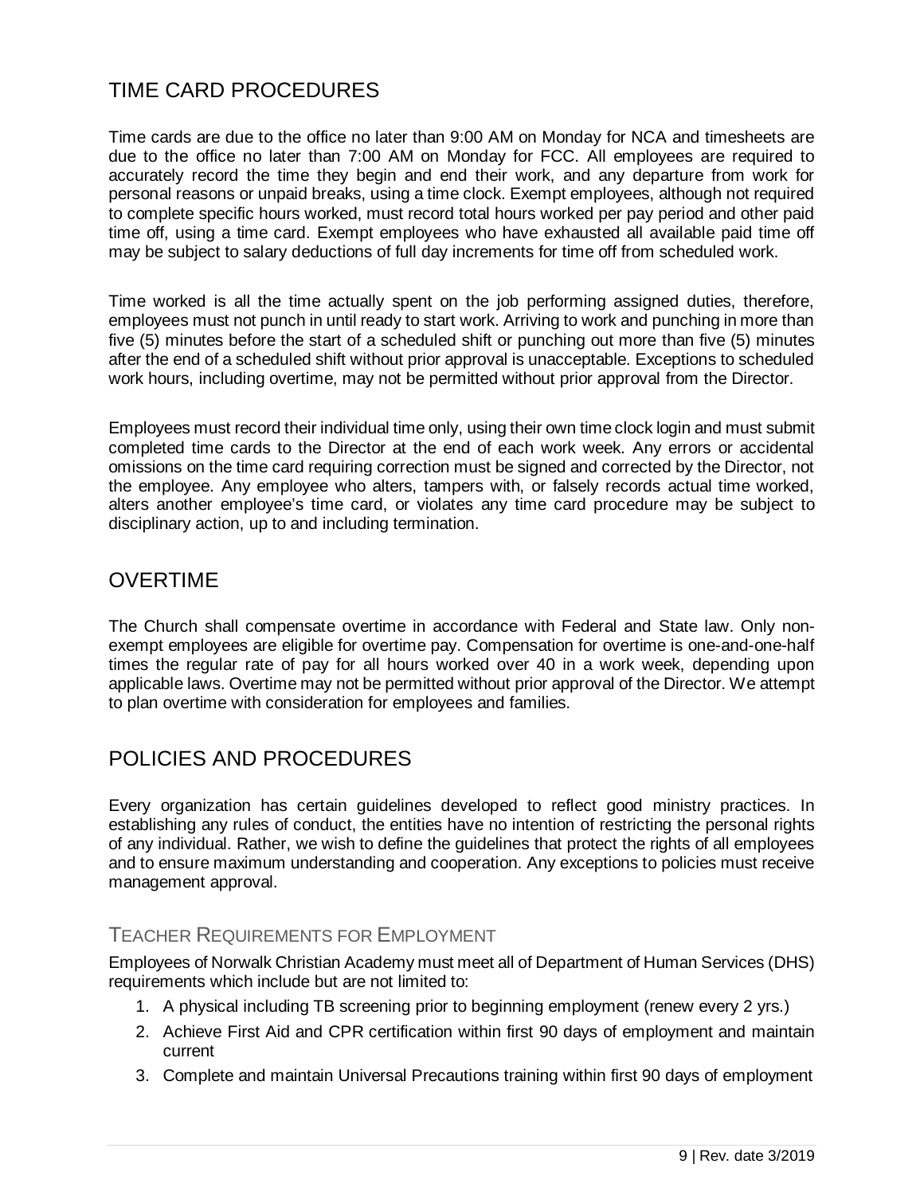## TIME CARD PROCEDURES

Time cards are due to the office no later than 9:00 AM on Monday for NCA and timesheets are due to the office no later than 7:00 AM on Monday for FCC. All employees are required to accurately record the time they begin and end their work, and any departure from work for personal reasons or unpaid breaks, using a time clock. Exempt employees, although not required to complete specific hours worked, must record total hours worked per pay period and other paid time off, using a time card. Exempt employees who have exhausted all available paid time off may be subject to salary deductions of full day increments for time off from scheduled work.

Time worked is all the time actually spent on the job performing assigned duties, therefore, employees must not punch in until ready to start work. Arriving to work and punching in more than five (5) minutes before the start of a scheduled shift or punching out more than five (5) minutes after the end of a scheduled shift without prior approval is unacceptable. Exceptions to scheduled work hours, including overtime, may not be permitted without prior approval from the Director.

Employees must record their individual time only, using their own time clock login and must submit completed time cards to the Director at the end of each work week. Any errors or accidental omissions on the time card requiring correction must be signed and corrected by the Director, not the employee. Any employee who alters, tampers with, or falsely records actual time worked, alters another employee's time card, or violates any time card procedure may be subject to disciplinary action, up to and including termination.

## OVERTIME

The Church shall compensate overtime in accordance with Federal and State law. Only non-exempt employees are eligible for overtime pay. Compensation for overtime is one-and-one-half times the regular rate of pay for all hours worked over 40 in a work week, depending upon applicable laws. Overtime may not be permitted without prior approval of the Director. We attempt to plan overtime with consideration for employees and families.

## POLICIES AND PROCEDURES

Every organization has certain guidelines developed to reflect good ministry practices. In establishing any rules of conduct, the entities have no intention of restricting the personal rights of any individual. Rather, we wish to define the guidelines that protect the rights of all employees and to ensure maximum understanding and cooperation. Any exceptions to policies must receive management approval.

### TEACHER REQUIREMENTS FOR EMPLOYMENT

Employees of Norwalk Christian Academy must meet all of Department of Human Services (DHS) requirements which include but are not limited to:

1. A physical including TB screening prior to beginning employment (renew every 2 yrs.)
2. Achieve First Aid and CPR certification within first 90 days of employment and maintain current
3. Complete and maintain Universal Precautions training within first 90 days of employment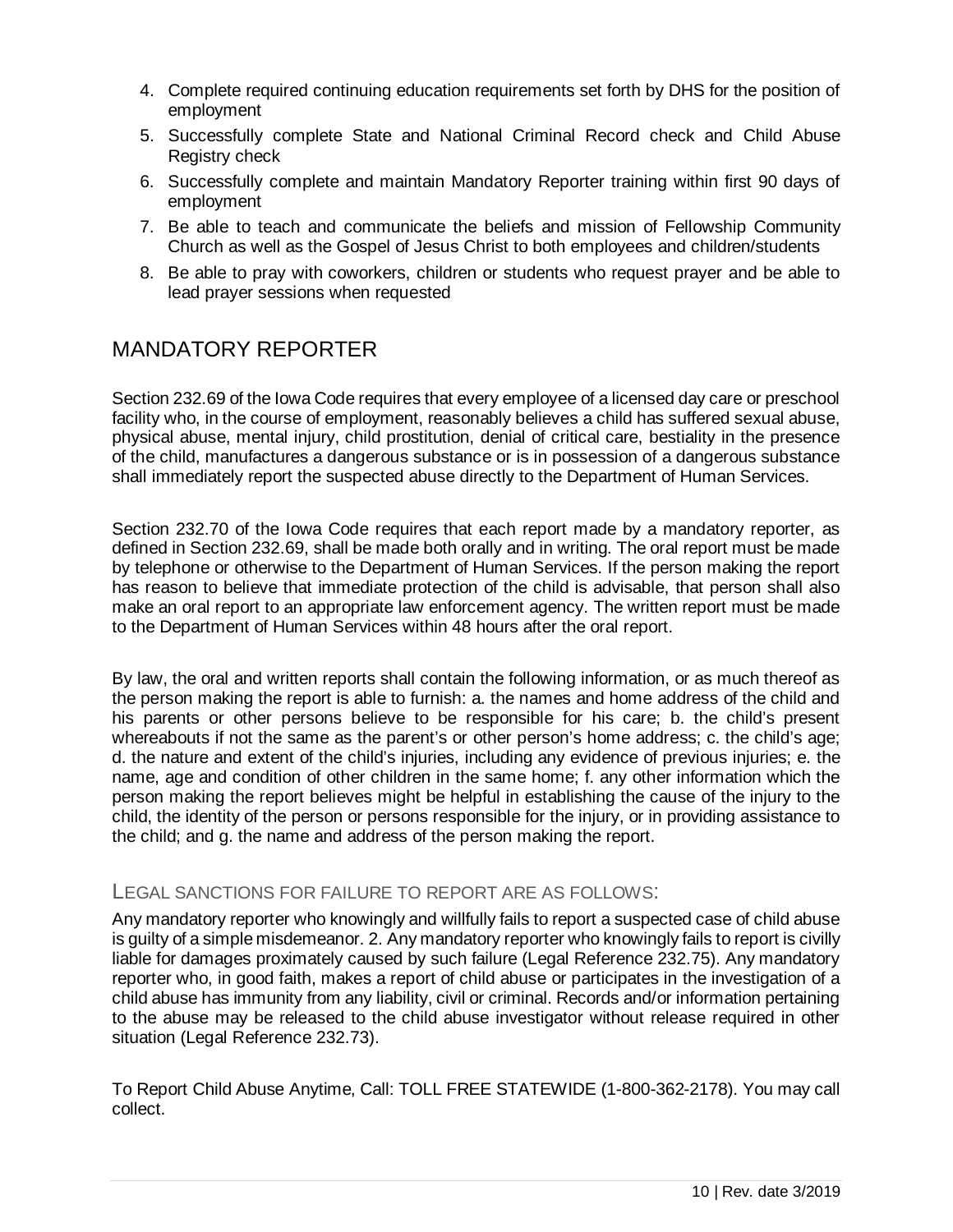4. Complete required continuing education requirements set forth by DHS for the position of employment
5. Successfully complete State and National Criminal Record check and Child Abuse Registry check
6. Successfully complete and maintain Mandatory Reporter training within first 90 days of employment
7. Be able to teach and communicate the beliefs and mission of Fellowship Community Church as well as the Gospel of Jesus Christ to both employees and children/students
8. Be able to pray with coworkers, children or students who request prayer and be able to lead prayer sessions when requested

## MANDATORY REPORTER

Section 232.69 of the Iowa Code requires that every employee of a licensed day care or preschool facility who, in the course of employment, reasonably believes a child has suffered sexual abuse, physical abuse, mental injury, child prostitution, denial of critical care, bestiality in the presence of the child, manufactures a dangerous substance or is in possession of a dangerous substance shall immediately report the suspected abuse directly to the Department of Human Services.

Section 232.70 of the Iowa Code requires that each report made by a mandatory reporter, as defined in Section 232.69, shall be made both orally and in writing. The oral report must be made by telephone or otherwise to the Department of Human Services. If the person making the report has reason to believe that immediate protection of the child is advisable, that person shall also make an oral report to an appropriate law enforcement agency. The written report must be made to the Department of Human Services within 48 hours after the oral report.

By law, the oral and written reports shall contain the following information, or as much thereof as the person making the report is able to furnish: a. the names and home address of the child and his parents or other persons believe to be responsible for his care; b. the child's present whereabouts if not the same as the parent's or other person's home address; c. the child's age; d. the nature and extent of the child's injuries, including any evidence of previous injuries; e. the name, age and condition of other children in the same home; f. any other information which the person making the report believes might be helpful in establishing the cause of the injury to the child, the identity of the person or persons responsible for the injury, or in providing assistance to the child; and g. the name and address of the person making the report.

### LEGAL SANCTIONS FOR FAILURE TO REPORT ARE AS FOLLOWS:

Any mandatory reporter who knowingly and willfully fails to report a suspected case of child abuse is guilty of a simple misdemeanor. 2. Any mandatory reporter who knowingly fails to report is civilly liable for damages proximately caused by such failure (Legal Reference 232.75). Any mandatory reporter who, in good faith, makes a report of child abuse or participates in the investigation of a child abuse has immunity from any liability, civil or criminal. Records and/or information pertaining to the abuse may be released to the child abuse investigator without release required in other situation (Legal Reference 232.73).

To Report Child Abuse Anytime, Call: TOLL FREE STATEWIDE (1-800-362-2178). You may call collect.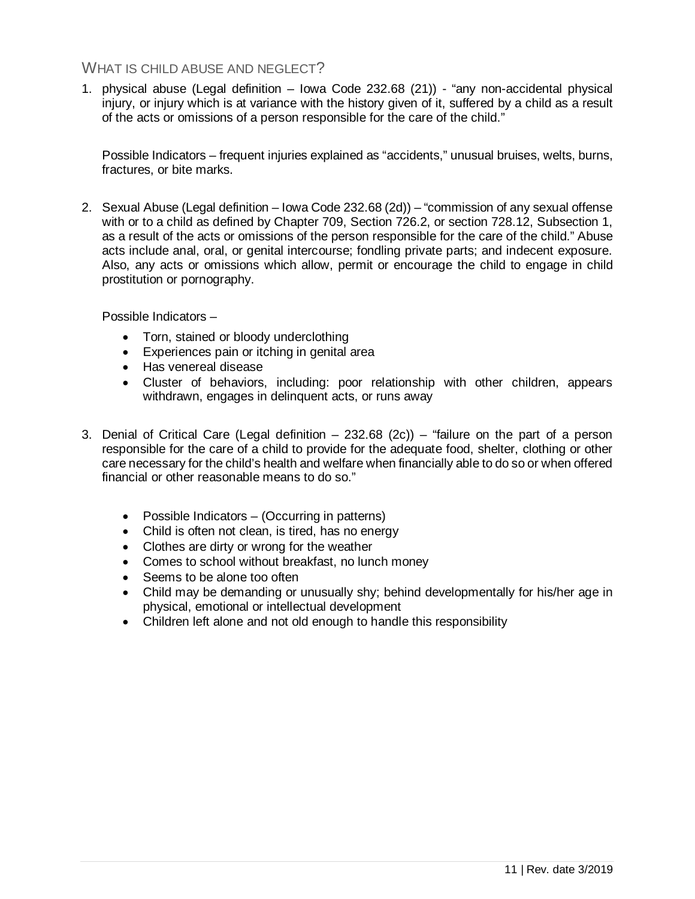## WHAT IS CHILD ABUSE AND NEGLECT?

1. physical abuse (Legal definition – Iowa Code 232.68 (21)) - "any non-accidental physical injury, or injury which is at variance with the history given of it, suffered by a child as a result of the acts or omissions of a person responsible for the care of the child."

   Possible Indicators – frequent injuries explained as "accidents," unusual bruises, welts, burns, fractures, or bite marks.

2. Sexual Abuse (Legal definition – Iowa Code 232.68 (2d)) – "commission of any sexual offense with or to a child as defined by Chapter 709, Section 726.2, or section 728.12, Subsection 1, as a result of the acts or omissions of the person responsible for the care of the child." Abuse acts include anal, oral, or genital intercourse; fondling private parts; and indecent exposure. Also, any acts or omissions which allow, permit or encourage the child to engage in child prostitution or pornography.

   Possible Indicators –

   - Torn, stained or bloody underclothing
   - Experiences pain or itching in genital area
   - Has venereal disease
   - Cluster of behaviors, including: poor relationship with other children, appears withdrawn, engages in delinquent acts, or runs away

3. Denial of Critical Care (Legal definition – 232.68 (2c)) – "failure on the part of a person responsible for the care of a child to provide for the adequate food, shelter, clothing or other care necessary for the child's health and welfare when financially able to do so or when offered financial or other reasonable means to do so."

   - Possible Indicators – (Occurring in patterns)
   - Child is often not clean, is tired, has no energy
   - Clothes are dirty or wrong for the weather
   - Comes to school without breakfast, no lunch money
   - Seems to be alone too often
   - Child may be demanding or unusually shy; behind developmentally for his/her age in physical, emotional or intellectual development
   - Children left alone and not old enough to handle this responsibility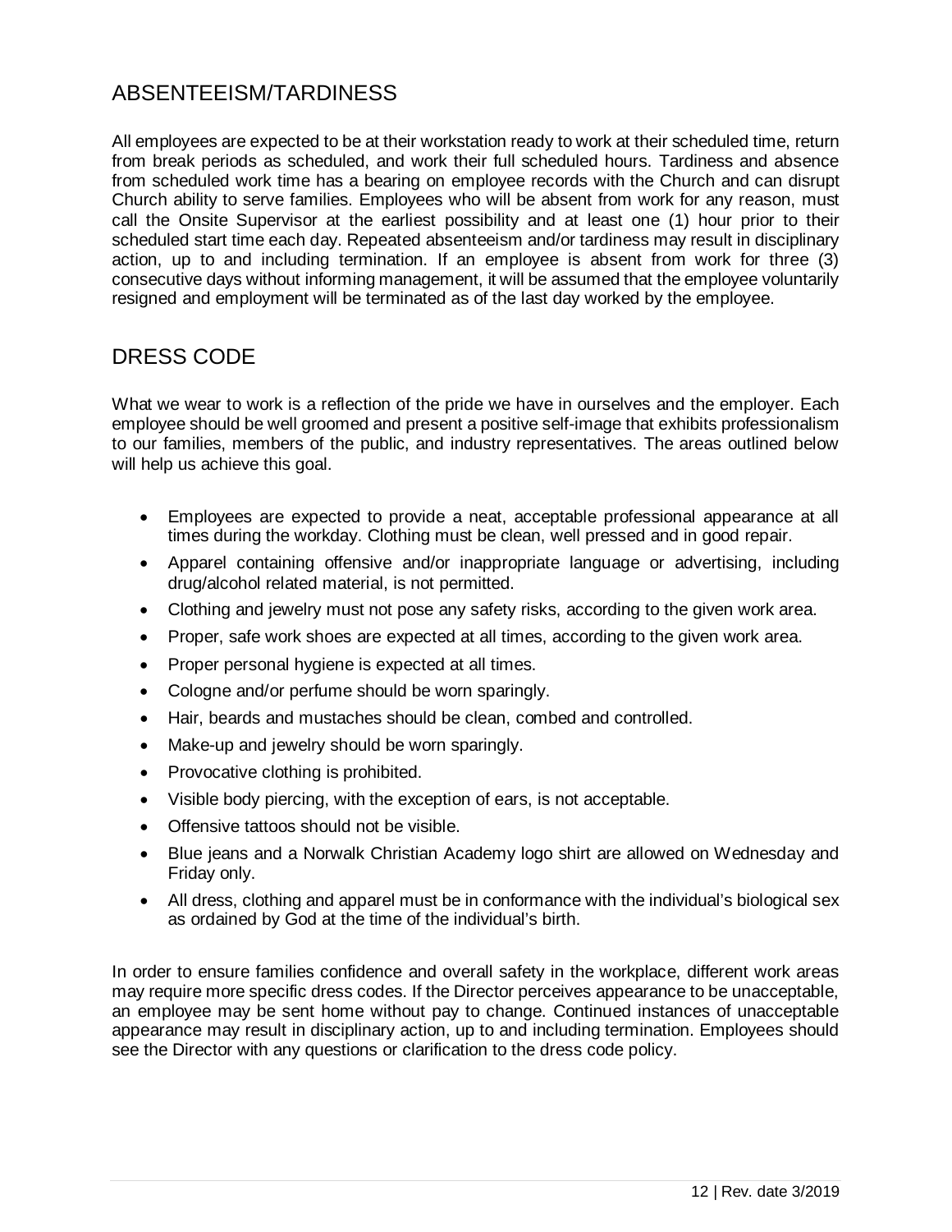## ABSENTEEISM/TARDINESS

All employees are expected to be at their workstation ready to work at their scheduled time, return from break periods as scheduled, and work their full scheduled hours. Tardiness and absence from scheduled work time has a bearing on employee records with the Church and can disrupt Church ability to serve families. Employees who will be absent from work for any reason, must call the Onsite Supervisor at the earliest possibility and at least one (1) hour prior to their scheduled start time each day. Repeated absenteeism and/or tardiness may result in disciplinary action, up to and including termination. If an employee is absent from work for three (3) consecutive days without informing management, it will be assumed that the employee voluntarily resigned and employment will be terminated as of the last day worked by the employee.

## DRESS CODE

What we wear to work is a reflection of the pride we have in ourselves and the employer. Each employee should be well groomed and present a positive self-image that exhibits professionalism to our families, members of the public, and industry representatives. The areas outlined below will help us achieve this goal.

- Employees are expected to provide a neat, acceptable professional appearance at all times during the workday. Clothing must be clean, well pressed and in good repair.
- Apparel containing offensive and/or inappropriate language or advertising, including drug/alcohol related material, is not permitted.
- Clothing and jewelry must not pose any safety risks, according to the given work area.
- Proper, safe work shoes are expected at all times, according to the given work area.
- Proper personal hygiene is expected at all times.
- Cologne and/or perfume should be worn sparingly.
- Hair, beards and mustaches should be clean, combed and controlled.
- Make-up and jewelry should be worn sparingly.
- Provocative clothing is prohibited.
- Visible body piercing, with the exception of ears, is not acceptable.
- Offensive tattoos should not be visible.
- Blue jeans and a Norwalk Christian Academy logo shirt are allowed on Wednesday and Friday only.
- All dress, clothing and apparel must be in conformance with the individual's biological sex as ordained by God at the time of the individual's birth.

In order to ensure families confidence and overall safety in the workplace, different work areas may require more specific dress codes. If the Director perceives appearance to be unacceptable, an employee may be sent home without pay to change. Continued instances of unacceptable appearance may result in disciplinary action, up to and including termination. Employees should see the Director with any questions or clarification to the dress code policy.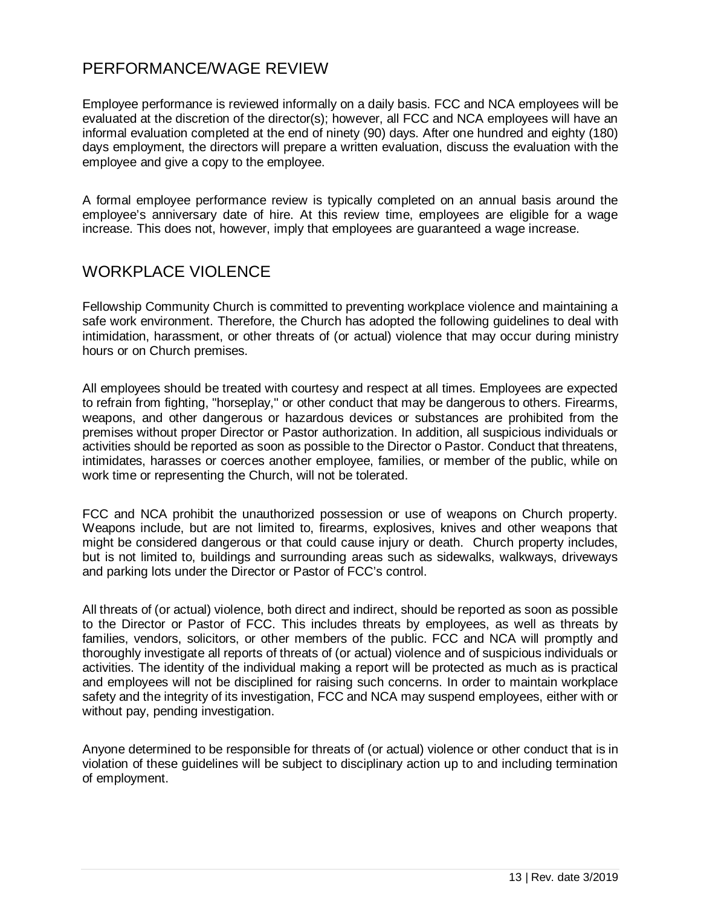## PERFORMANCE/WAGE REVIEW

Employee performance is reviewed informally on a daily basis. FCC and NCA employees will be evaluated at the discretion of the director(s); however, all FCC and NCA employees will have an informal evaluation completed at the end of ninety (90) days. After one hundred and eighty (180) days employment, the directors will prepare a written evaluation, discuss the evaluation with the employee and give a copy to the employee.

A formal employee performance review is typically completed on an annual basis around the employee's anniversary date of hire. At this review time, employees are eligible for a wage increase. This does not, however, imply that employees are guaranteed a wage increase.

## WORKPLACE VIOLENCE

Fellowship Community Church is committed to preventing workplace violence and maintaining a safe work environment. Therefore, the Church has adopted the following guidelines to deal with intimidation, harassment, or other threats of (or actual) violence that may occur during ministry hours or on Church premises.

All employees should be treated with courtesy and respect at all times. Employees are expected to refrain from fighting, "horseplay," or other conduct that may be dangerous to others. Firearms, weapons, and other dangerous or hazardous devices or substances are prohibited from the premises without proper Director or Pastor authorization. In addition, all suspicious individuals or activities should be reported as soon as possible to the Director o Pastor. Conduct that threatens, intimidates, harasses or coerces another employee, families, or member of the public, while on work time or representing the Church, will not be tolerated.

FCC and NCA prohibit the unauthorized possession or use of weapons on Church property. Weapons include, but are not limited to, firearms, explosives, knives and other weapons that might be considered dangerous or that could cause injury or death. Church property includes, but is not limited to, buildings and surrounding areas such as sidewalks, walkways, driveways and parking lots under the Director or Pastor of FCC's control.

All threats of (or actual) violence, both direct and indirect, should be reported as soon as possible to the Director or Pastor of FCC. This includes threats by employees, as well as threats by families, vendors, solicitors, or other members of the public. FCC and NCA will promptly and thoroughly investigate all reports of threats of (or actual) violence and of suspicious individuals or activities. The identity of the individual making a report will be protected as much as is practical and employees will not be disciplined for raising such concerns. In order to maintain workplace safety and the integrity of its investigation, FCC and NCA may suspend employees, either with or without pay, pending investigation.

Anyone determined to be responsible for threats of (or actual) violence or other conduct that is in violation of these guidelines will be subject to disciplinary action up to and including termination of employment.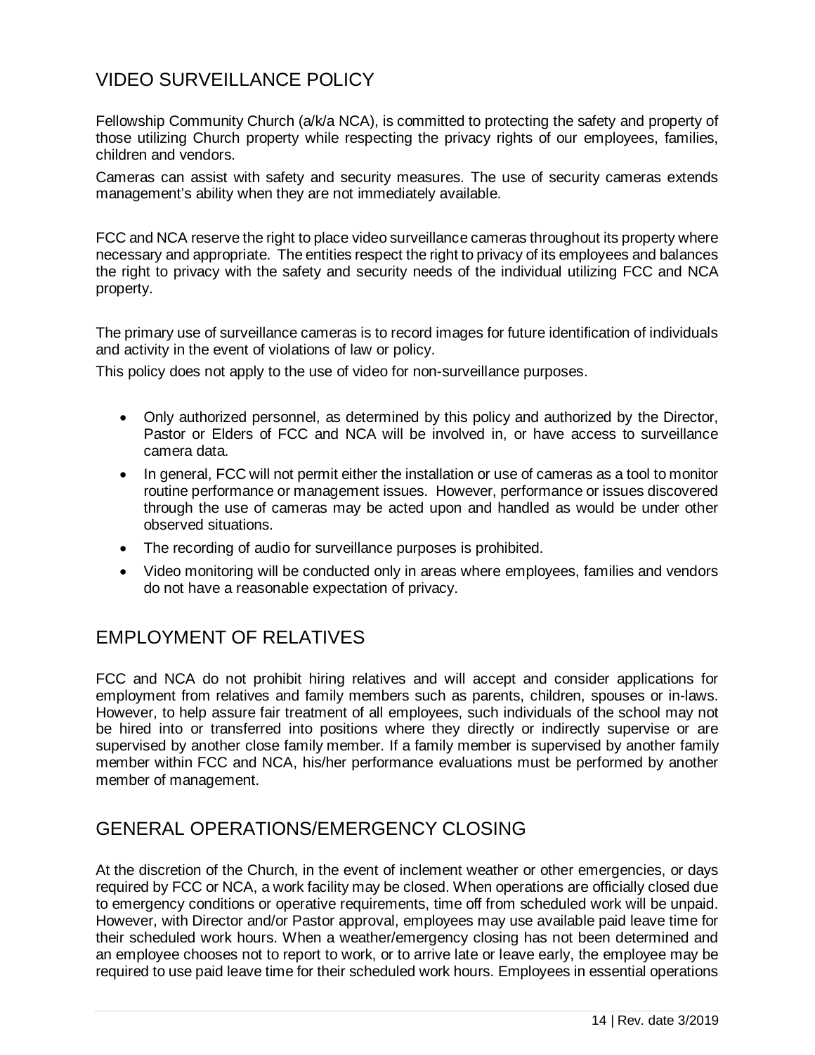## VIDEO SURVEILLANCE POLICY

Fellowship Community Church (a/k/a NCA), is committed to protecting the safety and property of those utilizing Church property while respecting the privacy rights of our employees, families, children and vendors.

Cameras can assist with safety and security measures. The use of security cameras extends management's ability when they are not immediately available.

FCC and NCA reserve the right to place video surveillance cameras throughout its property where necessary and appropriate. The entities respect the right to privacy of its employees and balances the right to privacy with the safety and security needs of the individual utilizing FCC and NCA property.

The primary use of surveillance cameras is to record images for future identification of individuals and activity in the event of violations of law or policy.

This policy does not apply to the use of video for non-surveillance purposes.

- Only authorized personnel, as determined by this policy and authorized by the Director, Pastor or Elders of FCC and NCA will be involved in, or have access to surveillance camera data.
- In general, FCC will not permit either the installation or use of cameras as a tool to monitor routine performance or management issues. However, performance or issues discovered through the use of cameras may be acted upon and handled as would be under other observed situations.
- The recording of audio for surveillance purposes is prohibited.
- Video monitoring will be conducted only in areas where employees, families and vendors do not have a reasonable expectation of privacy.

## EMPLOYMENT OF RELATIVES

FCC and NCA do not prohibit hiring relatives and will accept and consider applications for employment from relatives and family members such as parents, children, spouses or in-laws. However, to help assure fair treatment of all employees, such individuals of the school may not be hired into or transferred into positions where they directly or indirectly supervise or are supervised by another close family member. If a family member is supervised by another family member within FCC and NCA, his/her performance evaluations must be performed by another member of management.

## GENERAL OPERATIONS/EMERGENCY CLOSING

At the discretion of the Church, in the event of inclement weather or other emergencies, or days required by FCC or NCA, a work facility may be closed. When operations are officially closed due to emergency conditions or operative requirements, time off from scheduled work will be unpaid. However, with Director and/or Pastor approval, employees may use available paid leave time for their scheduled work hours. When a weather/emergency closing has not been determined and an employee chooses not to report to work, or to arrive late or leave early, the employee may be required to use paid leave time for their scheduled work hours. Employees in essential operations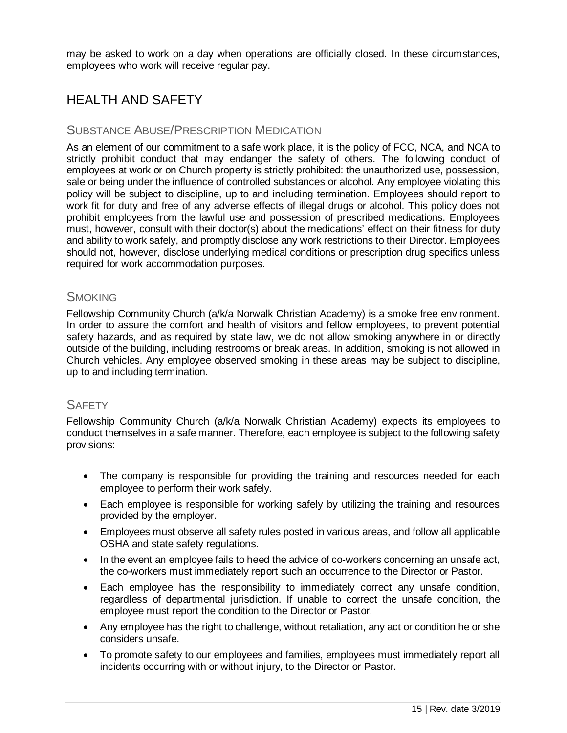may be asked to work on a day when operations are officially closed. In these circumstances, employees who work will receive regular pay.

# HEALTH AND SAFETY

## SUBSTANCE ABUSE/PRESCRIPTION MEDICATION

As an element of our commitment to a safe work place, it is the policy of FCC, NCA, and NCA to strictly prohibit conduct that may endanger the safety of others. The following conduct of employees at work or on Church property is strictly prohibited: the unauthorized use, possession, sale or being under the influence of controlled substances or alcohol. Any employee violating this policy will be subject to discipline, up to and including termination. Employees should report to work fit for duty and free of any adverse effects of illegal drugs or alcohol. This policy does not prohibit employees from the lawful use and possession of prescribed medications. Employees must, however, consult with their doctor(s) about the medications' effect on their fitness for duty and ability to work safely, and promptly disclose any work restrictions to their Director. Employees should not, however, disclose underlying medical conditions or prescription drug specifics unless required for work accommodation purposes.

## SMOKING

Fellowship Community Church (a/k/a Norwalk Christian Academy) is a smoke free environment. In order to assure the comfort and health of visitors and fellow employees, to prevent potential safety hazards, and as required by state law, we do not allow smoking anywhere in or directly outside of the building, including restrooms or break areas. In addition, smoking is not allowed in Church vehicles. Any employee observed smoking in these areas may be subject to discipline, up to and including termination.

## SAFETY

Fellowship Community Church (a/k/a Norwalk Christian Academy) expects its employees to conduct themselves in a safe manner. Therefore, each employee is subject to the following safety provisions:

- The company is responsible for providing the training and resources needed for each employee to perform their work safely.
- Each employee is responsible for working safely by utilizing the training and resources provided by the employer.
- Employees must observe all safety rules posted in various areas, and follow all applicable OSHA and state safety regulations.
- In the event an employee fails to heed the advice of co-workers concerning an unsafe act, the co-workers must immediately report such an occurrence to the Director or Pastor.
- Each employee has the responsibility to immediately correct any unsafe condition, regardless of departmental jurisdiction. If unable to correct the unsafe condition, the employee must report the condition to the Director or Pastor.
- Any employee has the right to challenge, without retaliation, any act or condition he or she considers unsafe.
- To promote safety to our employees and families, employees must immediately report all incidents occurring with or without injury, to the Director or Pastor.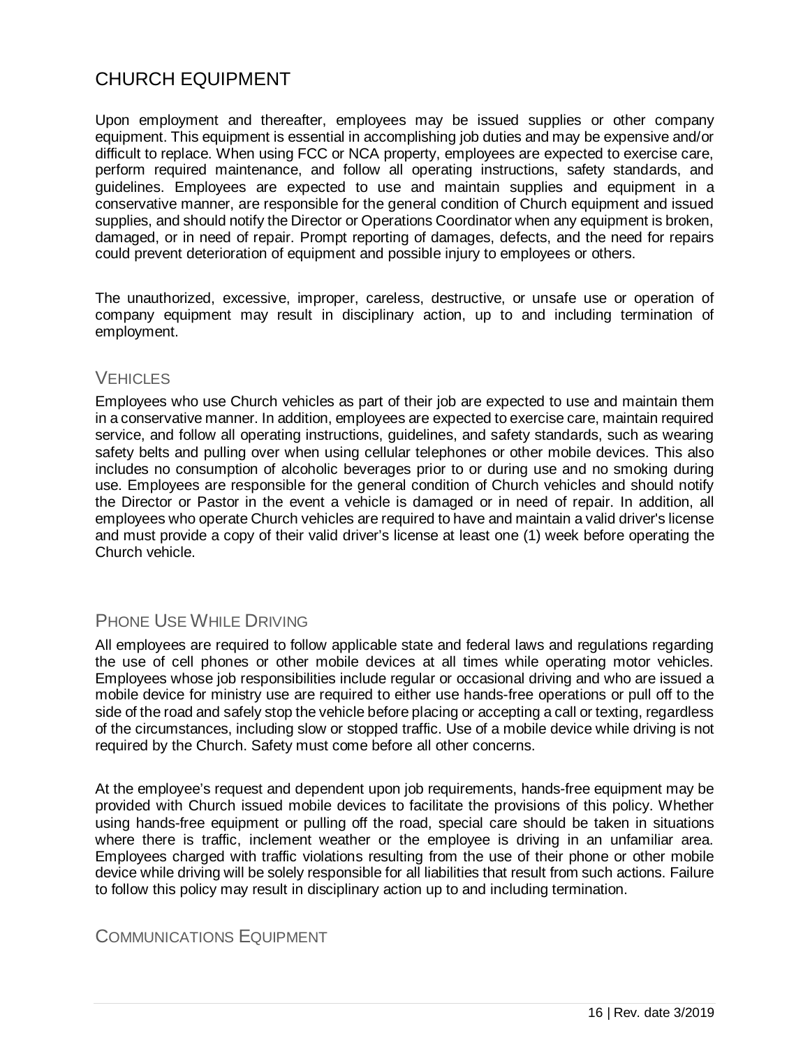# CHURCH EQUIPMENT

Upon employment and thereafter, employees may be issued supplies or other company equipment. This equipment is essential in accomplishing job duties and may be expensive and/or difficult to replace. When using FCC or NCA property, employees are expected to exercise care, perform required maintenance, and follow all operating instructions, safety standards, and guidelines. Employees are expected to use and maintain supplies and equipment in a conservative manner, are responsible for the general condition of Church equipment and issued supplies, and should notify the Director or Operations Coordinator when any equipment is broken, damaged, or in need of repair. Prompt reporting of damages, defects, and the need for repairs could prevent deterioration of equipment and possible injury to employees or others.

The unauthorized, excessive, improper, careless, destructive, or unsafe use or operation of company equipment may result in disciplinary action, up to and including termination of employment.

## VEHICLES

Employees who use Church vehicles as part of their job are expected to use and maintain them in a conservative manner. In addition, employees are expected to exercise care, maintain required service, and follow all operating instructions, guidelines, and safety standards, such as wearing safety belts and pulling over when using cellular telephones or other mobile devices. This also includes no consumption of alcoholic beverages prior to or during use and no smoking during use. Employees are responsible for the general condition of Church vehicles and should notify the Director or Pastor in the event a vehicle is damaged or in need of repair. In addition, all employees who operate Church vehicles are required to have and maintain a valid driver's license and must provide a copy of their valid driver's license at least one (1) week before operating the Church vehicle.

## PHONE USE WHILE DRIVING

All employees are required to follow applicable state and federal laws and regulations regarding the use of cell phones or other mobile devices at all times while operating motor vehicles. Employees whose job responsibilities include regular or occasional driving and who are issued a mobile device for ministry use are required to either use hands-free operations or pull off to the side of the road and safely stop the vehicle before placing or accepting a call or texting, regardless of the circumstances, including slow or stopped traffic. Use of a mobile device while driving is not required by the Church. Safety must come before all other concerns.

At the employee's request and dependent upon job requirements, hands-free equipment may be provided with Church issued mobile devices to facilitate the provisions of this policy. Whether using hands-free equipment or pulling off the road, special care should be taken in situations where there is traffic, inclement weather or the employee is driving in an unfamiliar area. Employees charged with traffic violations resulting from the use of their phone or other mobile device while driving will be solely responsible for all liabilities that result from such actions. Failure to follow this policy may result in disciplinary action up to and including termination.

## COMMUNICATIONS EQUIPMENT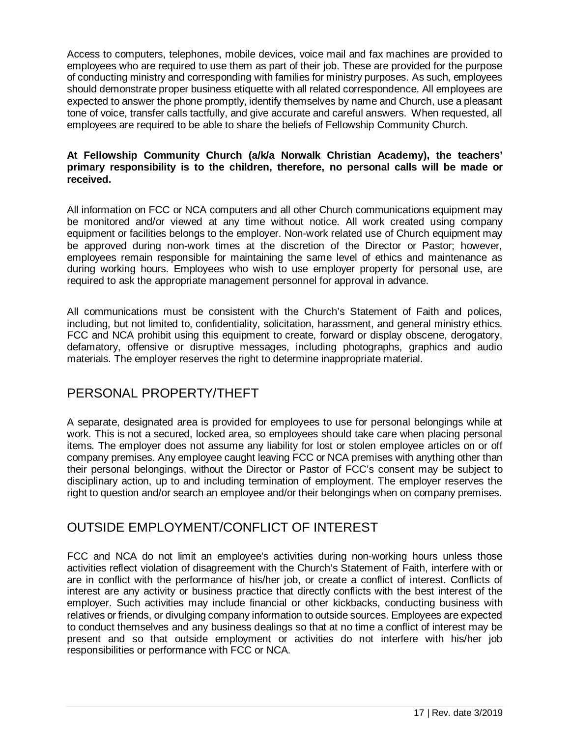Access to computers, telephones, mobile devices, voice mail and fax machines are provided to employees who are required to use them as part of their job. These are provided for the purpose of conducting ministry and corresponding with families for ministry purposes. As such, employees should demonstrate proper business etiquette with all related correspondence. All employees are expected to answer the phone promptly, identify themselves by name and Church, use a pleasant tone of voice, transfer calls tactfully, and give accurate and careful answers. When requested, all employees are required to be able to share the beliefs of Fellowship Community Church.

**At Fellowship Community Church (a/k/a Norwalk Christian Academy), the teachers' primary responsibility is to the children, therefore, no personal calls will be made or received.**

All information on FCC or NCA computers and all other Church communications equipment may be monitored and/or viewed at any time without notice. All work created using company equipment or facilities belongs to the employer. Non-work related use of Church equipment may be approved during non-work times at the discretion of the Director or Pastor; however, employees remain responsible for maintaining the same level of ethics and maintenance as during working hours. Employees who wish to use employer property for personal use, are required to ask the appropriate management personnel for approval in advance.

All communications must be consistent with the Church's Statement of Faith and polices, including, but not limited to, confidentiality, solicitation, harassment, and general ministry ethics. FCC and NCA prohibit using this equipment to create, forward or display obscene, derogatory, defamatory, offensive or disruptive messages, including photographs, graphics and audio materials. The employer reserves the right to determine inappropriate material.

## PERSONAL PROPERTY/THEFT

A separate, designated area is provided for employees to use for personal belongings while at work. This is not a secured, locked area, so employees should take care when placing personal items. The employer does not assume any liability for lost or stolen employee articles on or off company premises. Any employee caught leaving FCC or NCA premises with anything other than their personal belongings, without the Director or Pastor of FCC's consent may be subject to disciplinary action, up to and including termination of employment. The employer reserves the right to question and/or search an employee and/or their belongings when on company premises.

## OUTSIDE EMPLOYMENT/CONFLICT OF INTEREST

FCC and NCA do not limit an employee's activities during non-working hours unless those activities reflect violation of disagreement with the Church's Statement of Faith, interfere with or are in conflict with the performance of his/her job, or create a conflict of interest. Conflicts of interest are any activity or business practice that directly conflicts with the best interest of the employer. Such activities may include financial or other kickbacks, conducting business with relatives or friends, or divulging company information to outside sources. Employees are expected to conduct themselves and any business dealings so that at no time a conflict of interest may be present and so that outside employment or activities do not interfere with his/her job responsibilities or performance with FCC or NCA.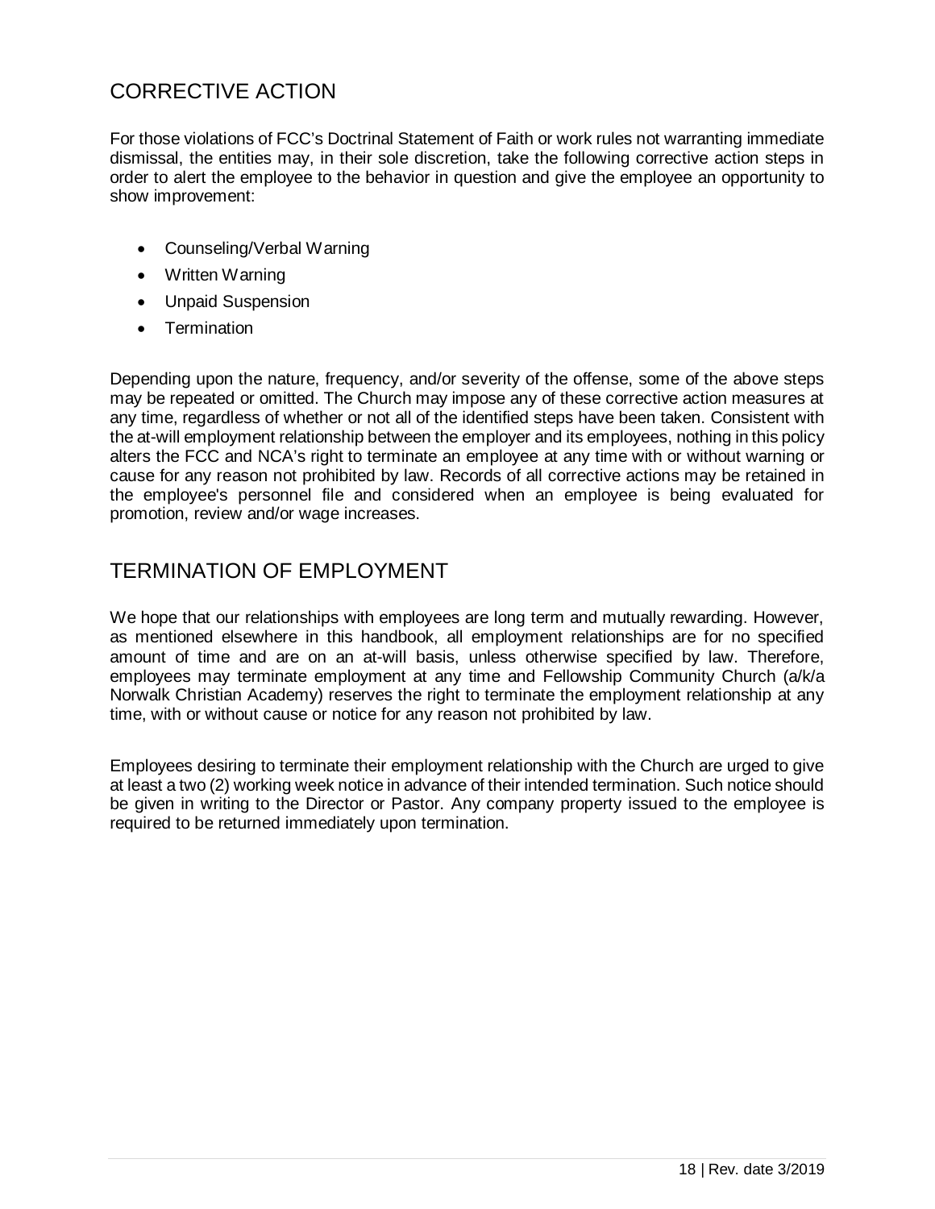## CORRECTIVE ACTION

For those violations of FCC's Doctrinal Statement of Faith or work rules not warranting immediate dismissal, the entities may, in their sole discretion, take the following corrective action steps in order to alert the employee to the behavior in question and give the employee an opportunity to show improvement:

- Counseling/Verbal Warning
- Written Warning
- Unpaid Suspension
- Termination

Depending upon the nature, frequency, and/or severity of the offense, some of the above steps may be repeated or omitted. The Church may impose any of these corrective action measures at any time, regardless of whether or not all of the identified steps have been taken. Consistent with the at-will employment relationship between the employer and its employees, nothing in this policy alters the FCC and NCA's right to terminate an employee at any time with or without warning or cause for any reason not prohibited by law. Records of all corrective actions may be retained in the employee's personnel file and considered when an employee is being evaluated for promotion, review and/or wage increases.

## TERMINATION OF EMPLOYMENT

We hope that our relationships with employees are long term and mutually rewarding. However, as mentioned elsewhere in this handbook, all employment relationships are for no specified amount of time and are on an at-will basis, unless otherwise specified by law. Therefore, employees may terminate employment at any time and Fellowship Community Church (a/k/a Norwalk Christian Academy) reserves the right to terminate the employment relationship at any time, with or without cause or notice for any reason not prohibited by law.

Employees desiring to terminate their employment relationship with the Church are urged to give at least a two (2) working week notice in advance of their intended termination. Such notice should be given in writing to the Director or Pastor. Any company property issued to the employee is required to be returned immediately upon termination.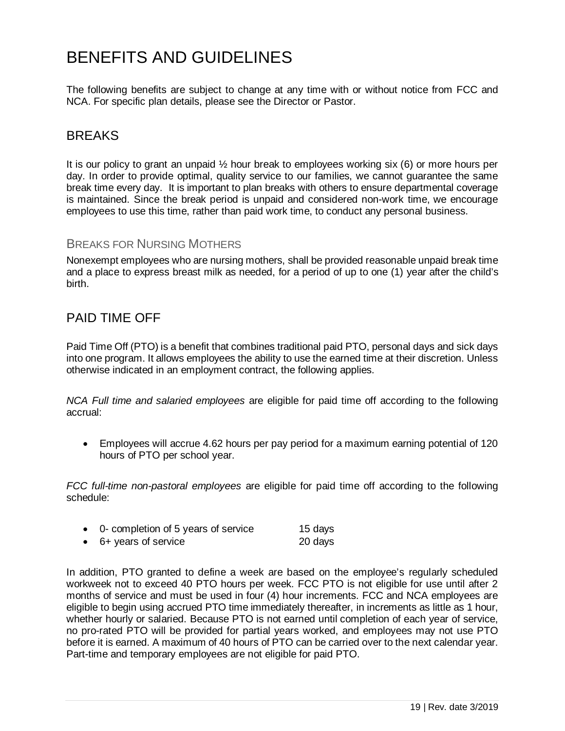# BENEFITS AND GUIDELINES

The following benefits are subject to change at any time with or without notice from FCC and NCA. For specific plan details, please see the Director or Pastor.

## BREAKS

It is our policy to grant an unpaid ½ hour break to employees working six (6) or more hours per day. In order to provide optimal, quality service to our families, we cannot guarantee the same break time every day. It is important to plan breaks with others to ensure departmental coverage is maintained. Since the break period is unpaid and considered non-work time, we encourage employees to use this time, rather than paid work time, to conduct any personal business.

### BREAKS FOR NURSING MOTHERS

Nonexempt employees who are nursing mothers, shall be provided reasonable unpaid break time and a place to express breast milk as needed, for a period of up to one (1) year after the child's birth.

## PAID TIME OFF

Paid Time Off (PTO) is a benefit that combines traditional paid PTO, personal days and sick days into one program. It allows employees the ability to use the earned time at their discretion. Unless otherwise indicated in an employment contract, the following applies.

*NCA Full time and salaried employees* are eligible for paid time off according to the following accrual:

- Employees will accrue 4.62 hours per pay period for a maximum earning potential of 120 hours of PTO per school year.

*FCC full-time non-pastoral employees* are eligible for paid time off according to the following schedule:

- 0- completion of 5 years of service 15 days
- 6+ years of service 20 days

In addition, PTO granted to define a week are based on the employee's regularly scheduled workweek not to exceed 40 PTO hours per week. FCC PTO is not eligible for use until after 2 months of service and must be used in four (4) hour increments. FCC and NCA employees are eligible to begin using accrued PTO time immediately thereafter, in increments as little as 1 hour, whether hourly or salaried. Because PTO is not earned until completion of each year of service, no pro-rated PTO will be provided for partial years worked, and employees may not use PTO before it is earned. A maximum of 40 hours of PTO can be carried over to the next calendar year. Part-time and temporary employees are not eligible for paid PTO.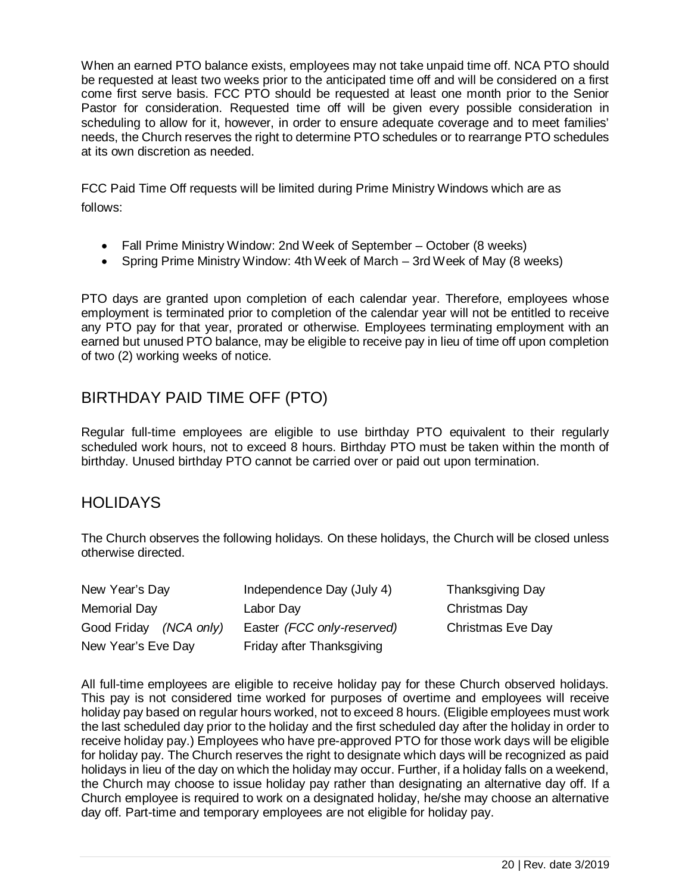When an earned PTO balance exists, employees may not take unpaid time off. NCA PTO should be requested at least two weeks prior to the anticipated time off and will be considered on a first come first serve basis. FCC PTO should be requested at least one month prior to the Senior Pastor for consideration. Requested time off will be given every possible consideration in scheduling to allow for it, however, in order to ensure adequate coverage and to meet families' needs, the Church reserves the right to determine PTO schedules or to rearrange PTO schedules at its own discretion as needed.

FCC Paid Time Off requests will be limited during Prime Ministry Windows which are as follows:

- Fall Prime Ministry Window: 2nd Week of September – October (8 weeks)
- Spring Prime Ministry Window: 4th Week of March – 3rd Week of May (8 weeks)

PTO days are granted upon completion of each calendar year. Therefore, employees whose employment is terminated prior to completion of the calendar year will not be entitled to receive any PTO pay for that year, prorated or otherwise. Employees terminating employment with an earned but unused PTO balance, may be eligible to receive pay in lieu of time off upon completion of two (2) working weeks of notice.

## BIRTHDAY PAID TIME OFF (PTO)

Regular full-time employees are eligible to use birthday PTO equivalent to their regularly scheduled work hours, not to exceed 8 hours. Birthday PTO must be taken within the month of birthday. Unused birthday PTO cannot be carried over or paid out upon termination.

## HOLIDAYS

The Church observes the following holidays. On these holidays, the Church will be closed unless otherwise directed.

| | | |
|---|---|---|
| New Year's Day | Independence Day (July 4) | Thanksgiving Day |
| Memorial Day | Labor Day | Christmas Day |
| Good Friday *(NCA only)* | Easter *(FCC only-reserved)* | Christmas Eve Day |
| New Year's Eve Day | Friday after Thanksgiving | |

All full-time employees are eligible to receive holiday pay for these Church observed holidays. This pay is not considered time worked for purposes of overtime and employees will receive holiday pay based on regular hours worked, not to exceed 8 hours. (Eligible employees must work the last scheduled day prior to the holiday and the first scheduled day after the holiday in order to receive holiday pay.) Employees who have pre-approved PTO for those work days will be eligible for holiday pay. The Church reserves the right to designate which days will be recognized as paid holidays in lieu of the day on which the holiday may occur. Further, if a holiday falls on a weekend, the Church may choose to issue holiday pay rather than designating an alternative day off. If a Church employee is required to work on a designated holiday, he/she may choose an alternative day off. Part-time and temporary employees are not eligible for holiday pay.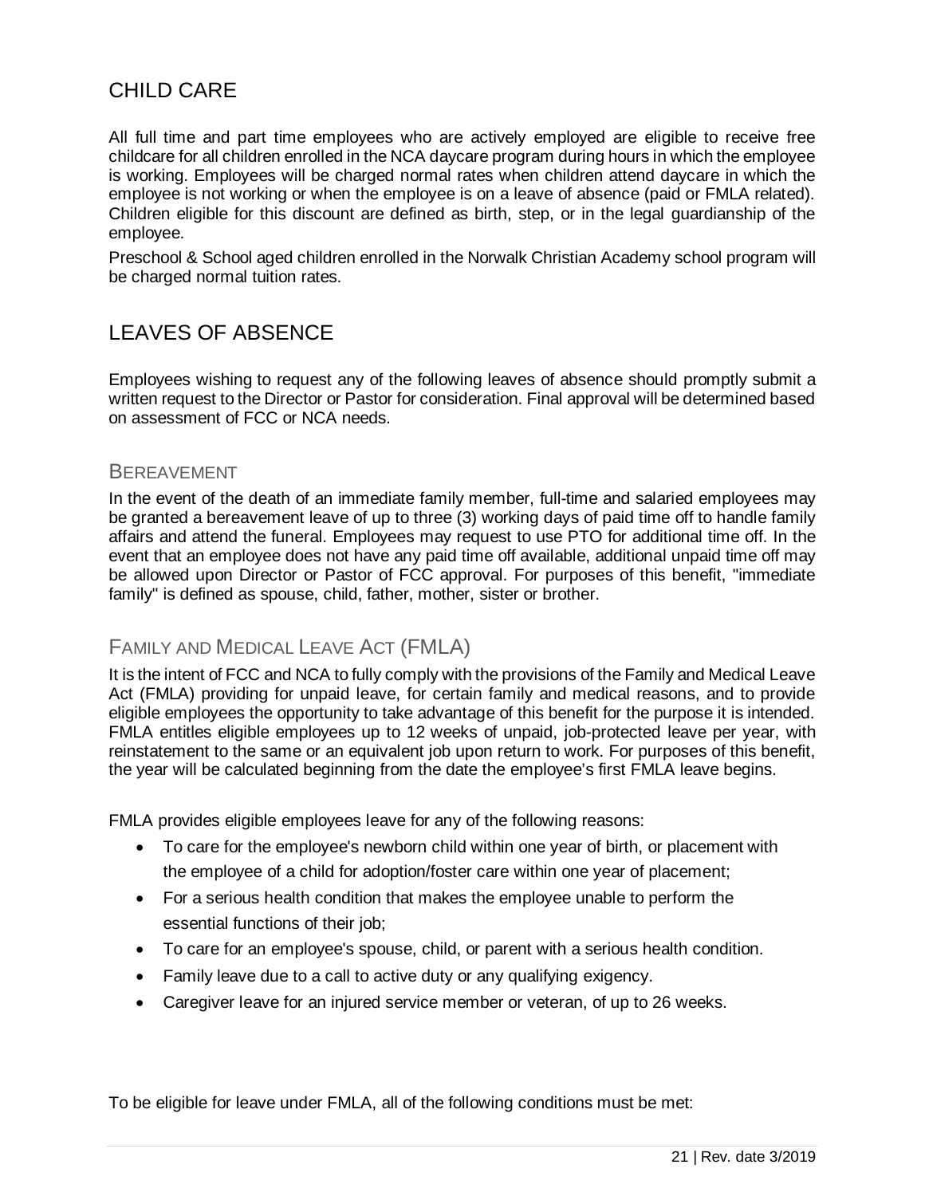## CHILD CARE

All full time and part time employees who are actively employed are eligible to receive free childcare for all children enrolled in the NCA daycare program during hours in which the employee is working. Employees will be charged normal rates when children attend daycare in which the employee is not working or when the employee is on a leave of absence (paid or FMLA related). Children eligible for this discount are defined as birth, step, or in the legal guardianship of the employee.

Preschool & School aged children enrolled in the Norwalk Christian Academy school program will be charged normal tuition rates.

## LEAVES OF ABSENCE

Employees wishing to request any of the following leaves of absence should promptly submit a written request to the Director or Pastor for consideration. Final approval will be determined based on assessment of FCC or NCA needs.

### BEREAVEMENT

In the event of the death of an immediate family member, full-time and salaried employees may be granted a bereavement leave of up to three (3) working days of paid time off to handle family affairs and attend the funeral. Employees may request to use PTO for additional time off. In the event that an employee does not have any paid time off available, additional unpaid time off may be allowed upon Director or Pastor of FCC approval. For purposes of this benefit, "immediate family" is defined as spouse, child, father, mother, sister or brother.

### FAMILY AND MEDICAL LEAVE ACT (FMLA)

It is the intent of FCC and NCA to fully comply with the provisions of the Family and Medical Leave Act (FMLA) providing for unpaid leave, for certain family and medical reasons, and to provide eligible employees the opportunity to take advantage of this benefit for the purpose it is intended. FMLA entitles eligible employees up to 12 weeks of unpaid, job-protected leave per year, with reinstatement to the same or an equivalent job upon return to work. For purposes of this benefit, the year will be calculated beginning from the date the employee's first FMLA leave begins.

FMLA provides eligible employees leave for any of the following reasons:

- To care for the employee's newborn child within one year of birth, or placement with the employee of a child for adoption/foster care within one year of placement;
- For a serious health condition that makes the employee unable to perform the essential functions of their job;
- To care for an employee's spouse, child, or parent with a serious health condition.
- Family leave due to a call to active duty or any qualifying exigency.
- Caregiver leave for an injured service member or veteran, of up to 26 weeks.

To be eligible for leave under FMLA, all of the following conditions must be met: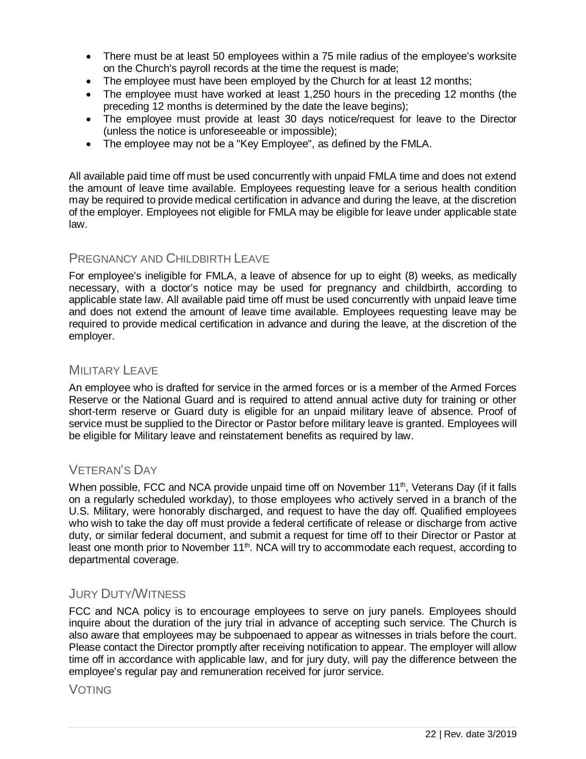- There must be at least 50 employees within a 75 mile radius of the employee's worksite on the Church's payroll records at the time the request is made;
- The employee must have been employed by the Church for at least 12 months;
- The employee must have worked at least 1,250 hours in the preceding 12 months (the preceding 12 months is determined by the date the leave begins);
- The employee must provide at least 30 days notice/request for leave to the Director (unless the notice is unforeseeable or impossible);
- The employee may not be a "Key Employee", as defined by the FMLA.

All available paid time off must be used concurrently with unpaid FMLA time and does not extend the amount of leave time available. Employees requesting leave for a serious health condition may be required to provide medical certification in advance and during the leave, at the discretion of the employer. Employees not eligible for FMLA may be eligible for leave under applicable state law.

## Pregnancy and Childbirth Leave

For employee's ineligible for FMLA, a leave of absence for up to eight (8) weeks, as medically necessary, with a doctor's notice may be used for pregnancy and childbirth, according to applicable state law. All available paid time off must be used concurrently with unpaid leave time and does not extend the amount of leave time available. Employees requesting leave may be required to provide medical certification in advance and during the leave, at the discretion of the employer.

## Military Leave

An employee who is drafted for service in the armed forces or is a member of the Armed Forces Reserve or the National Guard and is required to attend annual active duty for training or other short-term reserve or Guard duty is eligible for an unpaid military leave of absence. Proof of service must be supplied to the Director or Pastor before military leave is granted. Employees will be eligible for Military leave and reinstatement benefits as required by law.

## Veteran's Day

When possible, FCC and NCA provide unpaid time off on November 11th, Veterans Day (if it falls on a regularly scheduled workday), to those employees who actively served in a branch of the U.S. Military, were honorably discharged, and request to have the day off. Qualified employees who wish to take the day off must provide a federal certificate of release or discharge from active duty, or similar federal document, and submit a request for time off to their Director or Pastor at least one month prior to November 11th. NCA will try to accommodate each request, according to departmental coverage.

## Jury Duty/Witness

FCC and NCA policy is to encourage employees to serve on jury panels. Employees should inquire about the duration of the jury trial in advance of accepting such service. The Church is also aware that employees may be subpoenaed to appear as witnesses in trials before the court. Please contact the Director promptly after receiving notification to appear. The employer will allow time off in accordance with applicable law, and for jury duty, will pay the difference between the employee's regular pay and remuneration received for juror service.

## Voting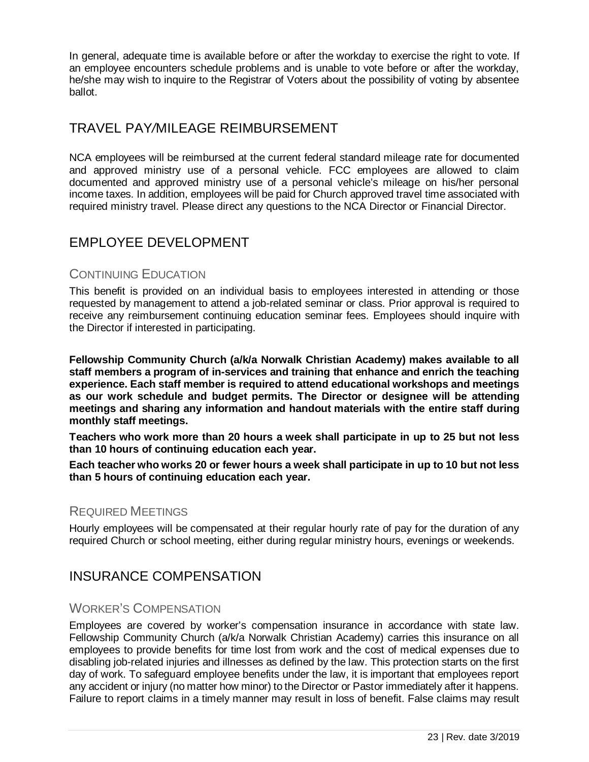In general, adequate time is available before or after the workday to exercise the right to vote. If an employee encounters schedule problems and is unable to vote before or after the workday, he/she may wish to inquire to the Registrar of Voters about the possibility of voting by absentee ballot.

## TRAVEL PAY/MILEAGE REIMBURSEMENT

NCA employees will be reimbursed at the current federal standard mileage rate for documented and approved ministry use of a personal vehicle. FCC employees are allowed to claim documented and approved ministry use of a personal vehicle's mileage on his/her personal income taxes. In addition, employees will be paid for Church approved travel time associated with required ministry travel. Please direct any questions to the NCA Director or Financial Director.

## EMPLOYEE DEVELOPMENT

### CONTINUING EDUCATION

This benefit is provided on an individual basis to employees interested in attending or those requested by management to attend a job-related seminar or class. Prior approval is required to receive any reimbursement continuing education seminar fees. Employees should inquire with the Director if interested in participating.

**Fellowship Community Church (a/k/a Norwalk Christian Academy) makes available to all staff members a program of in-services and training that enhance and enrich the teaching experience. Each staff member is required to attend educational workshops and meetings as our work schedule and budget permits. The Director or designee will be attending meetings and sharing any information and handout materials with the entire staff during monthly staff meetings.**

**Teachers who work more than 20 hours a week shall participate in up to 25 but not less than 10 hours of continuing education each year.**

**Each teacher who works 20 or fewer hours a week shall participate in up to 10 but not less than 5 hours of continuing education each year.**

### REQUIRED MEETINGS

Hourly employees will be compensated at their regular hourly rate of pay for the duration of any required Church or school meeting, either during regular ministry hours, evenings or weekends.

## INSURANCE COMPENSATION

### WORKER'S COMPENSATION

Employees are covered by worker's compensation insurance in accordance with state law. Fellowship Community Church (a/k/a Norwalk Christian Academy) carries this insurance on all employees to provide benefits for time lost from work and the cost of medical expenses due to disabling job-related injuries and illnesses as defined by the law. This protection starts on the first day of work. To safeguard employee benefits under the law, it is important that employees report any accident or injury (no matter how minor) to the Director or Pastor immediately after it happens. Failure to report claims in a timely manner may result in loss of benefit. False claims may result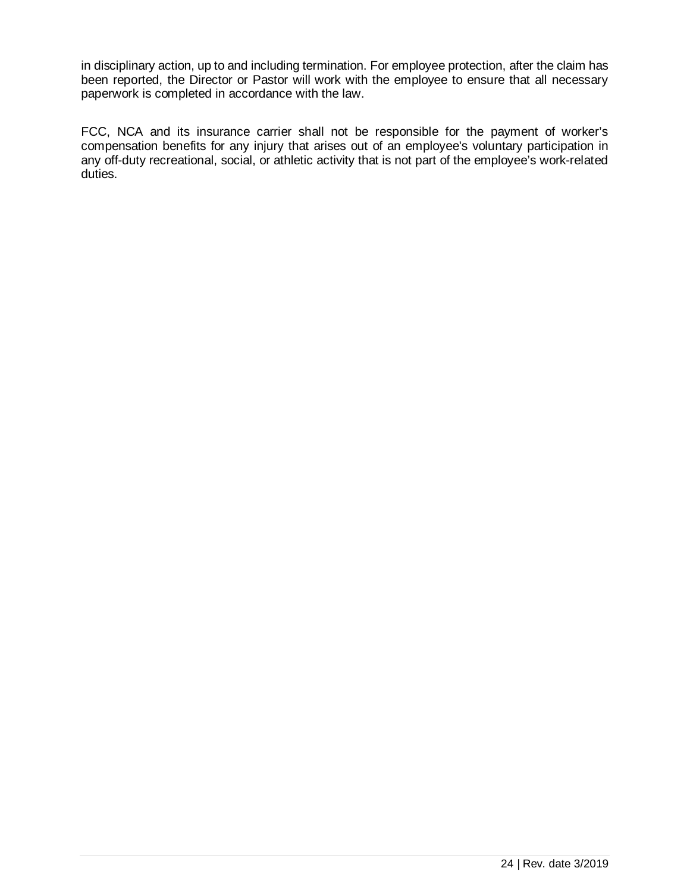in disciplinary action, up to and including termination. For employee protection, after the claim has been reported, the Director or Pastor will work with the employee to ensure that all necessary paperwork is completed in accordance with the law.

FCC, NCA and its insurance carrier shall not be responsible for the payment of worker's compensation benefits for any injury that arises out of an employee's voluntary participation in any off-duty recreational, social, or athletic activity that is not part of the employee's work-related duties.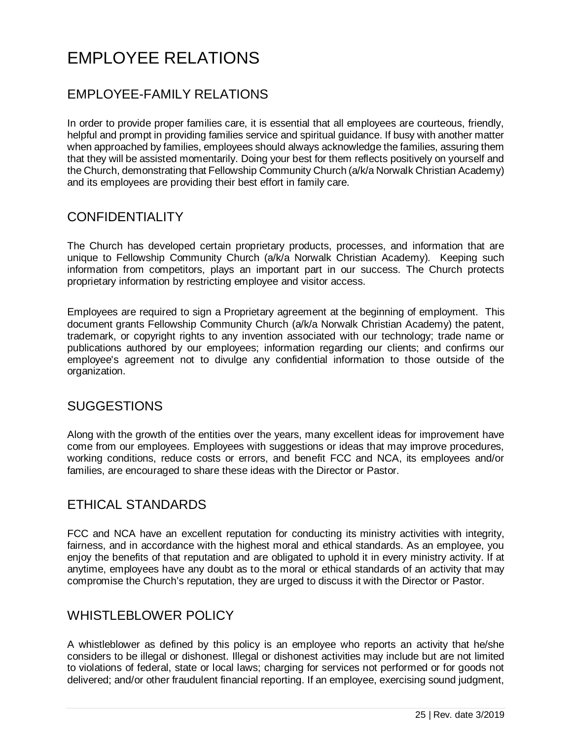# EMPLOYEE RELATIONS

## EMPLOYEE-FAMILY RELATIONS

In order to provide proper families care, it is essential that all employees are courteous, friendly, helpful and prompt in providing families service and spiritual guidance. If busy with another matter when approached by families, employees should always acknowledge the families, assuring them that they will be assisted momentarily. Doing your best for them reflects positively on yourself and the Church, demonstrating that Fellowship Community Church (a/k/a Norwalk Christian Academy) and its employees are providing their best effort in family care.

## CONFIDENTIALITY

The Church has developed certain proprietary products, processes, and information that are unique to Fellowship Community Church (a/k/a Norwalk Christian Academy). Keeping such information from competitors, plays an important part in our success. The Church protects proprietary information by restricting employee and visitor access.

Employees are required to sign a Proprietary agreement at the beginning of employment. This document grants Fellowship Community Church (a/k/a Norwalk Christian Academy) the patent, trademark, or copyright rights to any invention associated with our technology; trade name or publications authored by our employees; information regarding our clients; and confirms our employee's agreement not to divulge any confidential information to those outside of the organization.

## SUGGESTIONS

Along with the growth of the entities over the years, many excellent ideas for improvement have come from our employees. Employees with suggestions or ideas that may improve procedures, working conditions, reduce costs or errors, and benefit FCC and NCA, its employees and/or families, are encouraged to share these ideas with the Director or Pastor.

## ETHICAL STANDARDS

FCC and NCA have an excellent reputation for conducting its ministry activities with integrity, fairness, and in accordance with the highest moral and ethical standards. As an employee, you enjoy the benefits of that reputation and are obligated to uphold it in every ministry activity. If at anytime, employees have any doubt as to the moral or ethical standards of an activity that may compromise the Church's reputation, they are urged to discuss it with the Director or Pastor.

## WHISTLEBLOWER POLICY

A whistleblower as defined by this policy is an employee who reports an activity that he/she considers to be illegal or dishonest. Illegal or dishonest activities may include but are not limited to violations of federal, state or local laws; charging for services not performed or for goods not delivered; and/or other fraudulent financial reporting. If an employee, exercising sound judgment,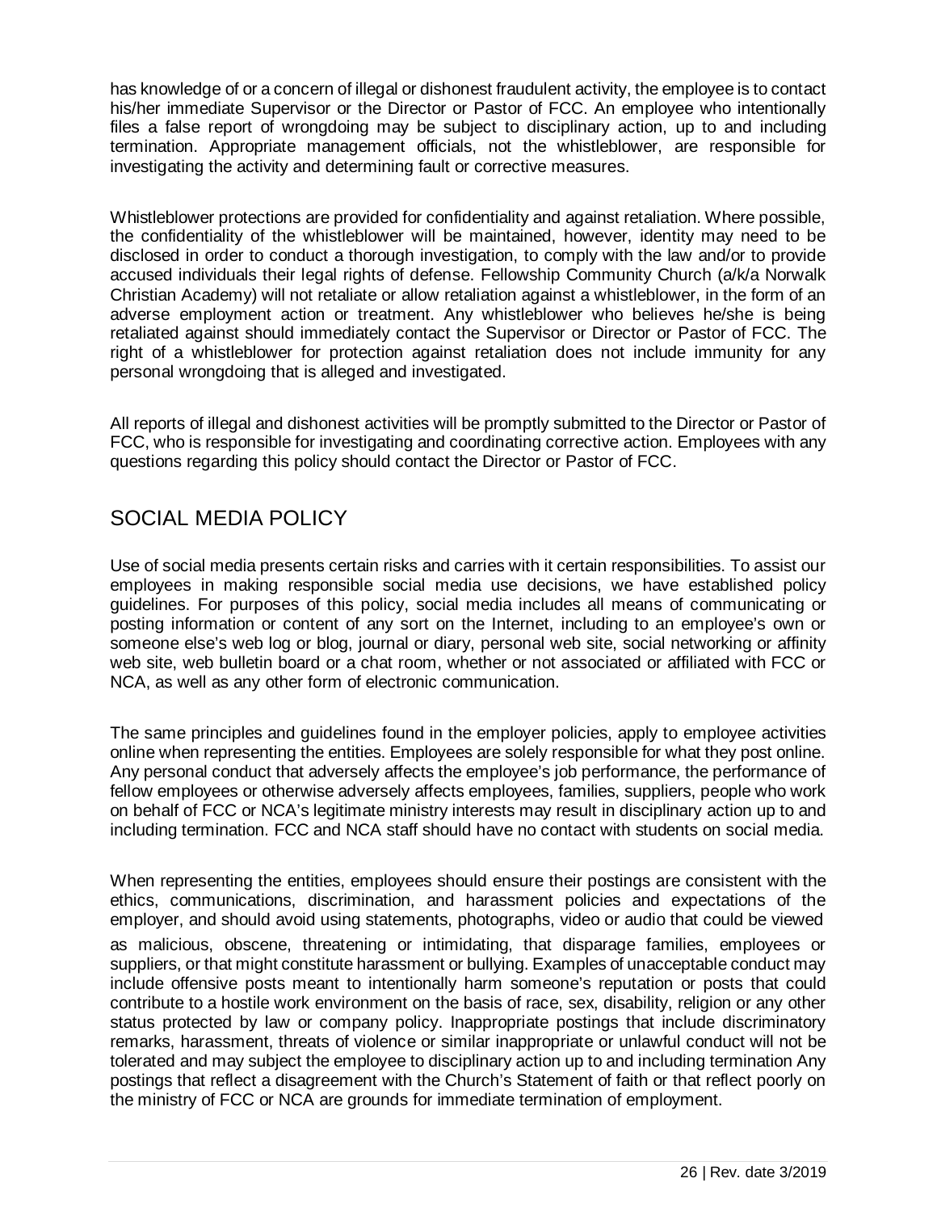has knowledge of or a concern of illegal or dishonest fraudulent activity, the employee is to contact his/her immediate Supervisor or the Director or Pastor of FCC. An employee who intentionally files a false report of wrongdoing may be subject to disciplinary action, up to and including termination. Appropriate management officials, not the whistleblower, are responsible for investigating the activity and determining fault or corrective measures.

Whistleblower protections are provided for confidentiality and against retaliation. Where possible, the confidentiality of the whistleblower will be maintained, however, identity may need to be disclosed in order to conduct a thorough investigation, to comply with the law and/or to provide accused individuals their legal rights of defense. Fellowship Community Church (a/k/a Norwalk Christian Academy) will not retaliate or allow retaliation against a whistleblower, in the form of an adverse employment action or treatment. Any whistleblower who believes he/she is being retaliated against should immediately contact the Supervisor or Director or Pastor of FCC. The right of a whistleblower for protection against retaliation does not include immunity for any personal wrongdoing that is alleged and investigated.

All reports of illegal and dishonest activities will be promptly submitted to the Director or Pastor of FCC, who is responsible for investigating and coordinating corrective action. Employees with any questions regarding this policy should contact the Director or Pastor of FCC.

## SOCIAL MEDIA POLICY

Use of social media presents certain risks and carries with it certain responsibilities. To assist our employees in making responsible social media use decisions, we have established policy guidelines. For purposes of this policy, social media includes all means of communicating or posting information or content of any sort on the Internet, including to an employee's own or someone else's web log or blog, journal or diary, personal web site, social networking or affinity web site, web bulletin board or a chat room, whether or not associated or affiliated with FCC or NCA, as well as any other form of electronic communication.

The same principles and guidelines found in the employer policies, apply to employee activities online when representing the entities. Employees are solely responsible for what they post online. Any personal conduct that adversely affects the employee's job performance, the performance of fellow employees or otherwise adversely affects employees, families, suppliers, people who work on behalf of FCC or NCA's legitimate ministry interests may result in disciplinary action up to and including termination. FCC and NCA staff should have no contact with students on social media.

When representing the entities, employees should ensure their postings are consistent with the ethics, communications, discrimination, and harassment policies and expectations of the employer, and should avoid using statements, photographs, video or audio that could be viewed as malicious, obscene, threatening or intimidating, that disparage families, employees or suppliers, or that might constitute harassment or bullying. Examples of unacceptable conduct may include offensive posts meant to intentionally harm someone's reputation or posts that could contribute to a hostile work environment on the basis of race, sex, disability, religion or any other status protected by law or company policy. Inappropriate postings that include discriminatory remarks, harassment, threats of violence or similar inappropriate or unlawful conduct will not be tolerated and may subject the employee to disciplinary action up to and including termination Any postings that reflect a disagreement with the Church's Statement of faith or that reflect poorly on the ministry of FCC or NCA are grounds for immediate termination of employment.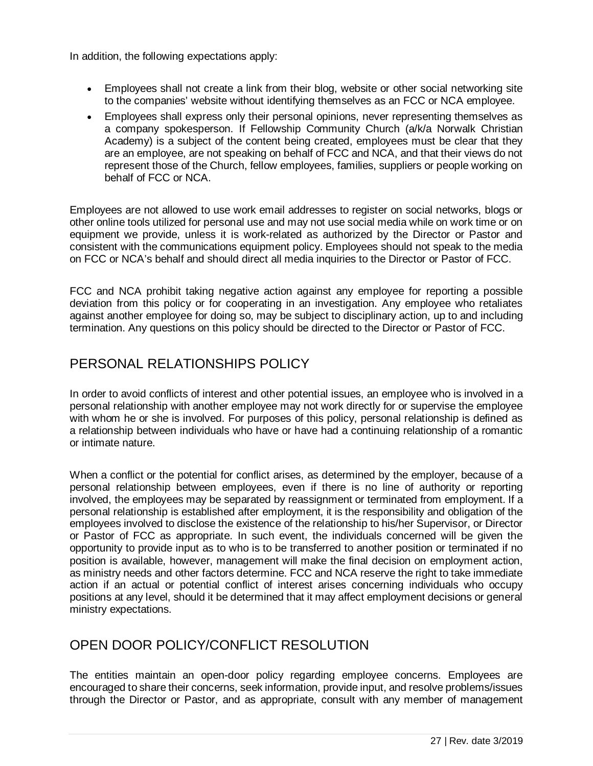In addition, the following expectations apply:

- Employees shall not create a link from their blog, website or other social networking site to the companies' website without identifying themselves as an FCC or NCA employee.
- Employees shall express only their personal opinions, never representing themselves as a company spokesperson. If Fellowship Community Church (a/k/a Norwalk Christian Academy) is a subject of the content being created, employees must be clear that they are an employee, are not speaking on behalf of FCC and NCA, and that their views do not represent those of the Church, fellow employees, families, suppliers or people working on behalf of FCC or NCA.

Employees are not allowed to use work email addresses to register on social networks, blogs or other online tools utilized for personal use and may not use social media while on work time or on equipment we provide, unless it is work-related as authorized by the Director or Pastor and consistent with the communications equipment policy. Employees should not speak to the media on FCC or NCA's behalf and should direct all media inquiries to the Director or Pastor of FCC.

FCC and NCA prohibit taking negative action against any employee for reporting a possible deviation from this policy or for cooperating in an investigation. Any employee who retaliates against another employee for doing so, may be subject to disciplinary action, up to and including termination. Any questions on this policy should be directed to the Director or Pastor of FCC.

## PERSONAL RELATIONSHIPS POLICY

In order to avoid conflicts of interest and other potential issues, an employee who is involved in a personal relationship with another employee may not work directly for or supervise the employee with whom he or she is involved. For purposes of this policy, personal relationship is defined as a relationship between individuals who have or have had a continuing relationship of a romantic or intimate nature.

When a conflict or the potential for conflict arises, as determined by the employer, because of a personal relationship between employees, even if there is no line of authority or reporting involved, the employees may be separated by reassignment or terminated from employment. If a personal relationship is established after employment, it is the responsibility and obligation of the employees involved to disclose the existence of the relationship to his/her Supervisor, or Director or Pastor of FCC as appropriate. In such event, the individuals concerned will be given the opportunity to provide input as to who is to be transferred to another position or terminated if no position is available, however, management will make the final decision on employment action, as ministry needs and other factors determine. FCC and NCA reserve the right to take immediate action if an actual or potential conflict of interest arises concerning individuals who occupy positions at any level, should it be determined that it may affect employment decisions or general ministry expectations.

## OPEN DOOR POLICY/CONFLICT RESOLUTION

The entities maintain an open-door policy regarding employee concerns. Employees are encouraged to share their concerns, seek information, provide input, and resolve problems/issues through the Director or Pastor, and as appropriate, consult with any member of management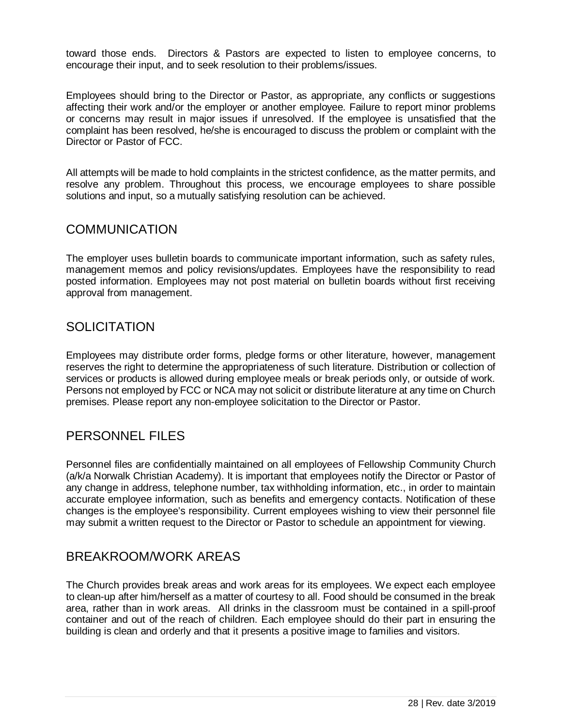toward those ends. Directors & Pastors are expected to listen to employee concerns, to encourage their input, and to seek resolution to their problems/issues.

Employees should bring to the Director or Pastor, as appropriate, any conflicts or suggestions affecting their work and/or the employer or another employee. Failure to report minor problems or concerns may result in major issues if unresolved. If the employee is unsatisfied that the complaint has been resolved, he/she is encouraged to discuss the problem or complaint with the Director or Pastor of FCC.

All attempts will be made to hold complaints in the strictest confidence, as the matter permits, and resolve any problem. Throughout this process, we encourage employees to share possible solutions and input, so a mutually satisfying resolution can be achieved.

## COMMUNICATION

The employer uses bulletin boards to communicate important information, such as safety rules, management memos and policy revisions/updates. Employees have the responsibility to read posted information. Employees may not post material on bulletin boards without first receiving approval from management.

## SOLICITATION

Employees may distribute order forms, pledge forms or other literature, however, management reserves the right to determine the appropriateness of such literature. Distribution or collection of services or products is allowed during employee meals or break periods only, or outside of work. Persons not employed by FCC or NCA may not solicit or distribute literature at any time on Church premises. Please report any non-employee solicitation to the Director or Pastor.

## PERSONNEL FILES

Personnel files are confidentially maintained on all employees of Fellowship Community Church (a/k/a Norwalk Christian Academy). It is important that employees notify the Director or Pastor of any change in address, telephone number, tax withholding information, etc., in order to maintain accurate employee information, such as benefits and emergency contacts. Notification of these changes is the employee's responsibility. Current employees wishing to view their personnel file may submit a written request to the Director or Pastor to schedule an appointment for viewing.

## BREAKROOM/WORK AREAS

The Church provides break areas and work areas for its employees. We expect each employee to clean-up after him/herself as a matter of courtesy to all. Food should be consumed in the break area, rather than in work areas. All drinks in the classroom must be contained in a spill-proof container and out of the reach of children. Each employee should do their part in ensuring the building is clean and orderly and that it presents a positive image to families and visitors.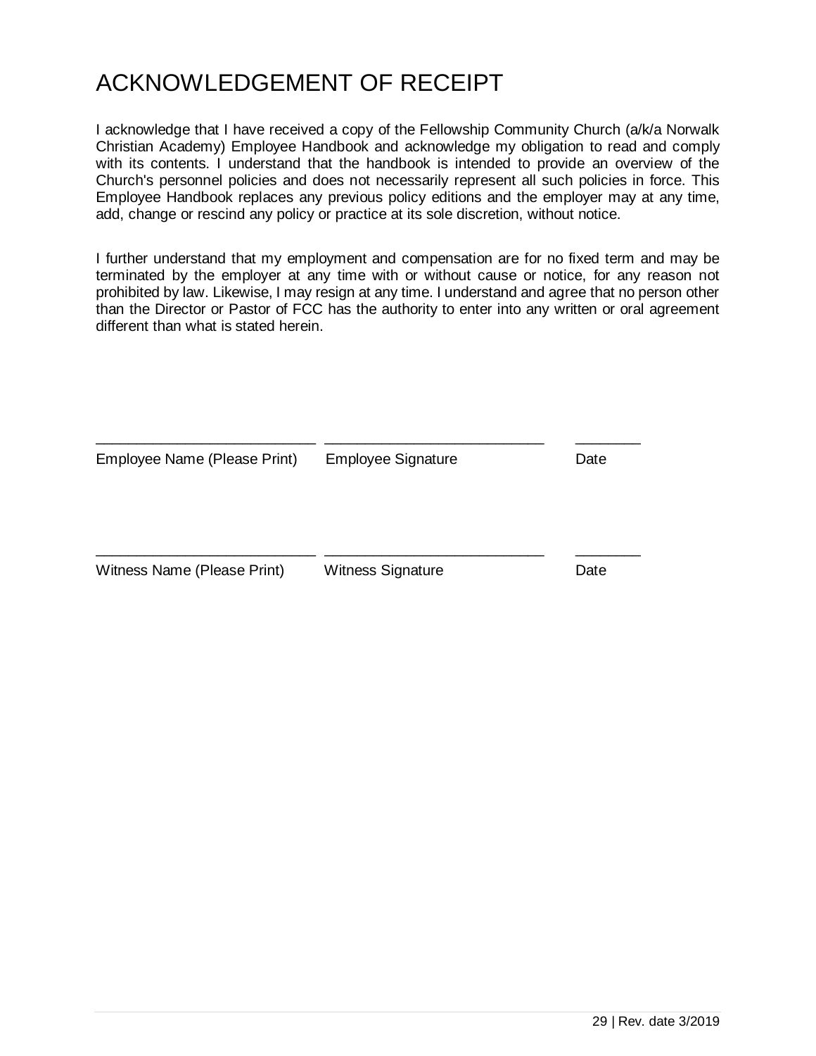# ACKNOWLEDGEMENT OF RECEIPT

I acknowledge that I have received a copy of the Fellowship Community Church (a/k/a Norwalk Christian Academy) Employee Handbook and acknowledge my obligation to read and comply with its contents. I understand that the handbook is intended to provide an overview of the Church's personnel policies and does not necessarily represent all such policies in force. This Employee Handbook replaces any previous policy editions and the employer may at any time, add, change or rescind any policy or practice at its sole discretion, without notice.

I further understand that my employment and compensation are for no fixed term and may be terminated by the employer at any time with or without cause or notice, for any reason not prohibited by law. Likewise, I may resign at any time. I understand and agree that no person other than the Director or Pastor of FCC has the authority to enter into any written or oral agreement different than what is stated herein.

| | | |
|---|---|---|
| ___________________________ | ___________________________ | ________ |
| Employee Name (Please Print) | Employee Signature | Date |
| | | |
| ___________________________ | ___________________________ | ________ |
| Witness Name (Please Print) | Witness Signature | Date |